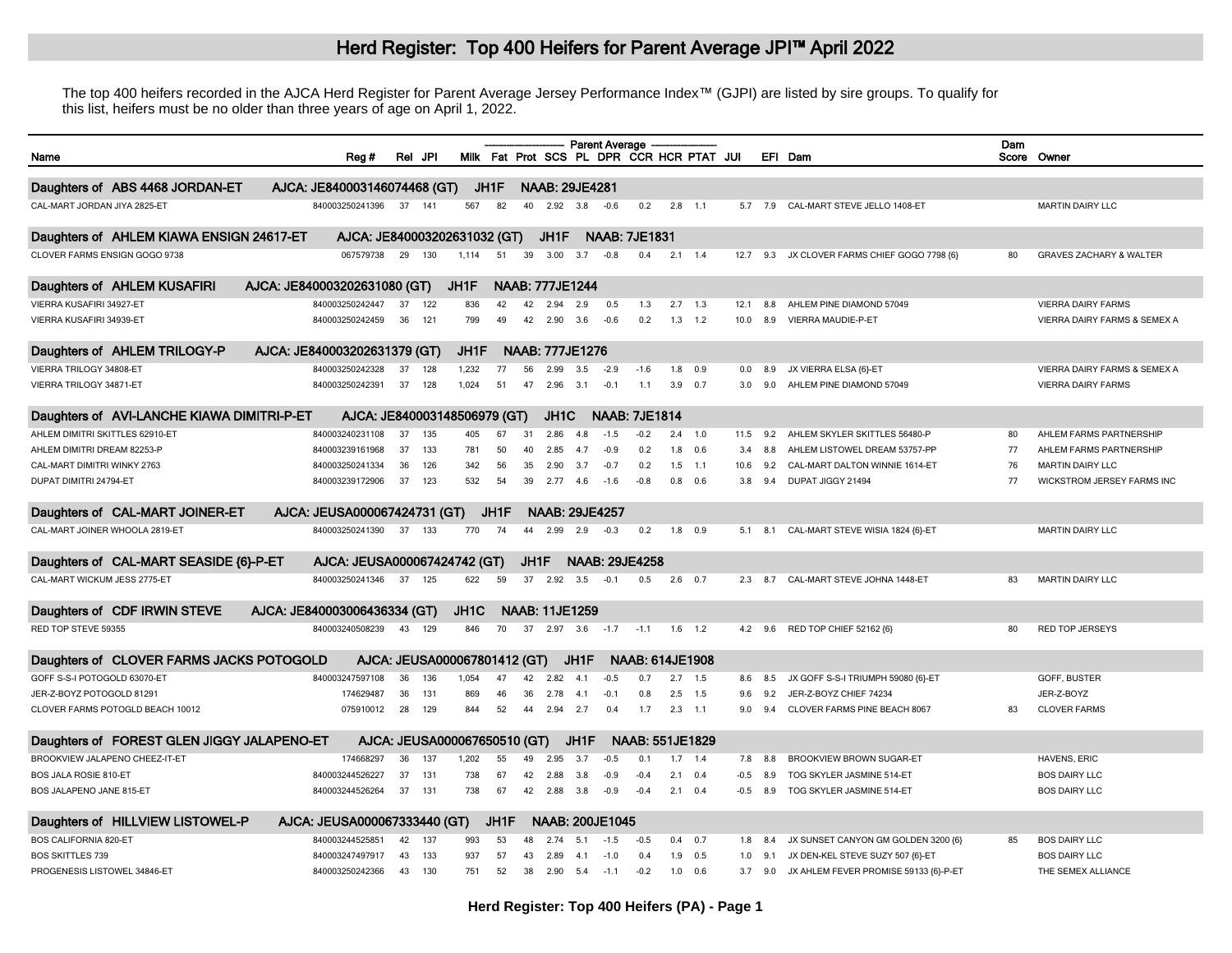# Herd Register: Top 400 Heifers for Parent Average JPI™ April 2022

The top 400 heifers recorded in the AJCA Herd Register for Parent Average Jersey Performance Index™ (GJPI) are listed by sire groups. To qualify for this list, heifers must be no older than three years of age on April 1, 2022.

| Name | Reg # | Rel | JPI | Milk | Fat | Prot | SCS | PL | DPR | CCR | HCR | PTAT | JUI | EFI | Dam | Dam Score | Owner |
|---|---|---|---|---|---|---|---|---|---|---|---|---|---|---|---|---|---|
| | | | | Parent Average | | | | | | | | | | | | | |
| **Daughters of ABS 4468 JORDAN-ET AJCA: JE840003146074468 (GT) JH1F NAAB: 29JE4281** | | | | | | | | | | | | | | | | | |
| CAL-MART JORDAN JIYA 2825-ET | 840003250241396 | 37 | 141 | 567 | 82 | 40 | 2.92 | 3.8 | -0.6 | 0.2 | 2.8 | 1.1 | 5.7 | 7.9 | CAL-MART STEVE JELLO 1408-ET | | MARTIN DAIRY LLC |
| **Daughters of AHLEM KIAWA ENSIGN 24617-ET AJCA: JE840003202631032 (GT) JH1F NAAB: 7JE1831** | | | | | | | | | | | | | | | | | |
| CLOVER FARMS ENSIGN GOGO 9738 | 067579738 | 29 | 130 | 1,114 | 51 | 39 | 3.00 | 3.7 | -0.8 | 0.4 | 2.1 | 1.4 | 12.7 | 9.3 | JX CLOVER FARMS CHIEF GOGO 7798 {6} | 80 | GRAVES ZACHARY & WALTER |
| **Daughters of AHLEM KUSAFIRI AJCA: JE840003202631080 (GT) JH1F NAAB: 777JE1244** | | | | | | | | | | | | | | | | | |
| VIERRA KUSAFIRI 34927-ET | 840003250242447 | 37 | 122 | 836 | 42 | 42 | 2.94 | 2.9 | 0.5 | 1.3 | 2.7 | 1.3 | 12.1 | 8.8 | AHLEM PINE DIAMOND 57049 | | VIERRA DAIRY FARMS |
| VIERRA KUSAFIRI 34939-ET | 840003250242459 | 36 | 121 | 799 | 49 | 42 | 2.90 | 3.6 | -0.6 | 0.2 | 1.3 | 1.2 | 10.0 | 8.9 | VIERRA MAUDIE-P-ET | | VIERRA DAIRY FARMS & SEMEX A |
| **Daughters of AHLEM TRILOGY-P AJCA: JE840003202631379 (GT) JH1F NAAB: 777JE1276** | | | | | | | | | | | | | | | | | |
| VIERRA TRILOGY 34808-ET | 840003250242328 | 37 | 128 | 1,232 | 77 | 56 | 2.99 | 3.5 | -2.9 | -1.6 | 1.8 | 0.9 | 0.0 | 8.9 | JX VIERRA ELSA {6}-ET | | VIERRA DAIRY FARMS & SEMEX A |
| VIERRA TRILOGY 34871-ET | 840003250242391 | 37 | 128 | 1,024 | 51 | 47 | 2.96 | 3.1 | -0.1 | 1.1 | 3.9 | 0.7 | 3.0 | 9.0 | AHLEM PINE DIAMOND 57049 | | VIERRA DAIRY FARMS |
| **Daughters of AVI-LANCHE KIAWA DIMITRI-P-ET AJCA: JE840003148506979 (GT) JH1C NAAB: 7JE1814** | | | | | | | | | | | | | | | | | |
| AHLEM DIMITRI SKITTLES 62910-ET | 840003240231108 | 37 | 135 | 405 | 67 | 31 | 2.86 | 4.8 | -1.5 | -0.2 | 2.4 | 1.0 | 11.5 | 9.2 | AHLEM SKYLER SKITTLES 56480-P | 80 | AHLEM FARMS PARTNERSHIP |
| AHLEM DIMITRI DREAM 82253-P | 840003239161968 | 37 | 133 | 781 | 50 | 40 | 2.85 | 4.7 | -0.9 | 0.2 | 1.8 | 0.6 | 3.4 | 8.8 | AHLEM LISTOWEL DREAM 53757-PP | 77 | AHLEM FARMS PARTNERSHIP |
| CAL-MART DIMITRI WINKY 2763 | 840003250241334 | 36 | 126 | 342 | 56 | 35 | 2.90 | 3.7 | -0.7 | 0.2 | 1.5 | 1.1 | 10.6 | 9.2 | CAL-MART DALTON WINNIE 1614-ET | 76 | MARTIN DAIRY LLC |
| DUPAT DIMITRI 24794-ET | 840003239172906 | 37 | 123 | 532 | 54 | 39 | 2.77 | 4.6 | -1.6 | -0.8 | 0.8 | 0.6 | 3.8 | 9.4 | DUPAT JIGGY 21494 | 77 | WICKSTROM JERSEY FARMS INC |
| **Daughters of CAL-MART JOINER-ET AJCA: JEUSA000067424731 (GT) JH1F NAAB: 29JE4257** | | | | | | | | | | | | | | | | | |
| CAL-MART JOINER WHOOLA 2819-ET | 840003250241390 | 37 | 133 | 770 | 74 | 44 | 2.99 | 2.9 | -0.3 | 0.2 | 1.8 | 0.9 | 5.1 | 8.1 | CAL-MART STEVE WISIA 1824 {6}-ET | | MARTIN DAIRY LLC |
| **Daughters of CAL-MART SEASIDE {6}-P-ET AJCA: JEUSA000067424742 (GT) JH1F NAAB: 29JE4258** | | | | | | | | | | | | | | | | | |
| CAL-MART WICKUM JESS 2775-ET | 840003250241346 | 37 | 125 | 622 | 59 | 37 | 2.92 | 3.5 | -0.1 | 0.5 | 2.6 | 0.7 | 2.3 | 8.7 | CAL-MART STEVE JOHNA 1448-ET | 83 | MARTIN DAIRY LLC |
| **Daughters of CDF IRWIN STEVE AJCA: JE840003006436334 (GT) JH1C NAAB: 11JE1259** | | | | | | | | | | | | | | | | | |
| RED TOP STEVE 59355 | 840003240508239 | 43 | 129 | 846 | 70 | 37 | 2.97 | 3.6 | -1.7 | -1.1 | 1.6 | 1.2 | 4.2 | 9.6 | RED TOP CHIEF 52162 {6} | 80 | RED TOP JERSEYS |
| **Daughters of CLOVER FARMS JACKS POTOGOLD AJCA: JEUSA000067801412 (GT) JH1F NAAB: 614JE1908** | | | | | | | | | | | | | | | | | |
| GOFF S-S-I POTOGOLD 63070-ET | 840003247597108 | 36 | 136 | 1,054 | 47 | 42 | 2.82 | 4.1 | -0.5 | 0.7 | 2.7 | 1.5 | 8.6 | 8.5 | JX GOFF S-S-I TRIUMPH 59080 {6}-ET | | GOFF, BUSTER |
| JER-Z-BOYZ POTOGOLD 81291 | 174629487 | 36 | 131 | 869 | 46 | 36 | 2.78 | 4.1 | -0.1 | 0.8 | 2.5 | 1.5 | 9.6 | 9.2 | JER-Z-BOYZ CHIEF 74234 | | JER-Z-BOYZ |
| CLOVER FARMS POTOGLD BEACH 10012 | 075910012 | 28 | 129 | 844 | 52 | 44 | 2.94 | 2.7 | 0.4 | 1.7 | 2.3 | 1.1 | 9.0 | 9.4 | CLOVER FARMS PINE BEACH 8067 | 83 | CLOVER FARMS |
| **Daughters of FOREST GLEN JIGGY JALAPENO-ET AJCA: JEUSA000067650510 (GT) JH1F NAAB: 551JE1829** | | | | | | | | | | | | | | | | | |
| BROOKVIEW JALAPENO CHEEZ-IT-ET | 174668297 | 36 | 137 | 1,202 | 55 | 49 | 2.95 | 3.7 | -0.5 | 0.1 | 1.7 | 1.4 | 7.8 | 8.8 | BROOKVIEW BROWN SUGAR-ET | | HAVENS, ERIC |
| BOS JALA ROSIE 810-ET | 840003244526227 | 37 | 131 | 738 | 67 | 42 | 2.88 | 3.8 | -0.9 | -0.4 | 2.1 | 0.4 | -0.5 | 8.9 | TOG SKYLER JASMINE 514-ET | | BOS DAIRY LLC |
| BOS JALAPENO JANE 815-ET | 840003244526264 | 37 | 131 | 738 | 67 | 42 | 2.88 | 3.8 | -0.9 | -0.4 | 2.1 | 0.4 | -0.5 | 8.9 | TOG SKYLER JASMINE 514-ET | | BOS DAIRY LLC |
| **Daughters of HILLVIEW LISTOWEL-P AJCA: JEUSA000067333440 (GT) JH1F NAAB: 200JE1045** | | | | | | | | | | | | | | | | | |
| BOS CALIFORNIA 820-ET | 840003244525851 | 42 | 137 | 993 | 53 | 48 | 2.74 | 5.1 | -1.5 | -0.5 | 0.4 | 0.7 | 1.8 | 8.4 | JX SUNSET CANYON GM GOLDEN 3200 {6} | 85 | BOS DAIRY LLC |
| BOS SKITTLES 739 | 840003247497917 | 43 | 133 | 937 | 57 | 43 | 2.89 | 4.1 | -1.0 | 0.4 | 1.9 | 0.5 | 1.0 | 9.1 | JX DEN-KEL STEVE SUZY 507 {6}-ET | | BOS DAIRY LLC |
| PROGENESIS LISTOWEL 34846-ET | 840003250242366 | 43 | 130 | 751 | 52 | 38 | 2.90 | 5.4 | -1.1 | -0.2 | 1.0 | 0.6 | 3.7 | 9.0 | JX AHLEM FEVER PROMISE 59133 {6}-P-ET | | THE SEMEX ALLIANCE |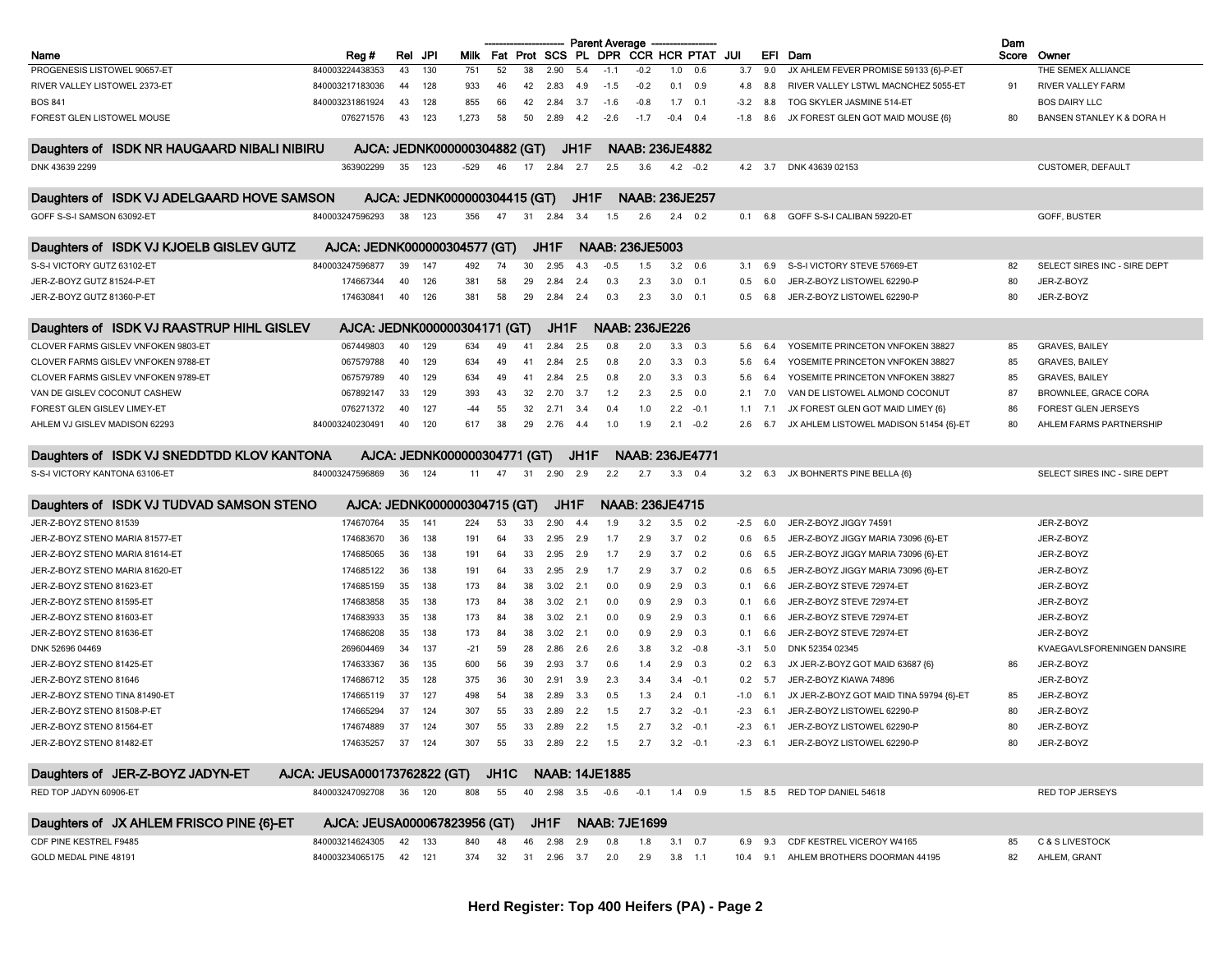| Name | Reg # | Rel | JPI | Milk | Fat | Prot | SCS | PL | DPR | CCR | HCR | PTAT | JUI | EFI | Dam | Dam Score | Owner |
|---|---|---|---|---|---|---|---|---|---|---|---|---|---|---|---|---|---|
| | | | | Parent Average | | | | | | | | | | | | | |
| PROGENESIS LISTOWEL 90657-ET | 840003224438353 | 43 | 130 | 751 | 52 | 38 | 2.90 | 5.4 | -1.1 | -0.2 | 1.0 | 0.6 | 3.7 | 9.0 | JX AHLEM FEVER PROMISE 59133 {6}-P-ET | | THE SEMEX ALLIANCE |
| RIVER VALLEY LISTOWEL 2373-ET | 840003217183036 | 44 | 128 | 933 | 46 | 42 | 2.83 | 4.9 | -1.5 | -0.2 | 0.1 | 0.9 | 4.8 | 8.8 | RIVER VALLEY LSTWL MACNCHEZ 5055-ET | 91 | RIVER VALLEY FARM |
| BOS 841 | 840003231861924 | 43 | 128 | 855 | 66 | 42 | 2.84 | 3.7 | -1.6 | -0.8 | 1.7 | 0.1 | -3.2 | 8.8 | TOG SKYLER JASMINE 514-ET | | BOS DAIRY LLC |
| FOREST GLEN LISTOWEL MOUSE | 076271576 | 43 | 123 | 1,273 | 58 | 50 | 2.89 | 4.2 | -2.6 | -1.7 | -0.4 | 0.4 | -1.8 | 8.6 | JX FOREST GLEN GOT MAID MOUSE {6} | 80 | BANSEN STANLEY K & DORA H |
| **Daughters of ISDK NR HAUGAARD NIBALI NIBIRU** | **AJCA: JEDNK000000304882 (GT)** | | | **JH1F** | | | **NAAB: 236JE4882** | | | | | | | | | | |
| DNK 43639 2299 | 363902299 | 35 | 123 | -529 | 46 | 17 | 2.84 | 2.7 | 2.5 | 3.6 | 4.2 | -0.2 | 4.2 | 3.7 | DNK 43639 02153 | | CUSTOMER, DEFAULT |
| **Daughters of ISDK VJ ADELGAARD HOVE SAMSON** | **AJCA: JEDNK000000304415 (GT)** | | | **JH1F** | | | **NAAB: 236JE257** | | | | | | | | | | |
| GOFF S-S-I SAMSON 63092-ET | 840003247596293 | 38 | 123 | 356 | 47 | 31 | 2.84 | 3.4 | 1.5 | 2.6 | 2.4 | 0.2 | 0.1 | 6.8 | GOFF S-S-I CALIBAN 59220-ET | | GOFF, BUSTER |
| **Daughters of ISDK VJ KJOELB GISLEV GUTZ** | **AJCA: JEDNK000000304577 (GT)** | | | **JH1F** | | | **NAAB: 236JE5003** | | | | | | | | | | |
| S-S-I VICTORY GUTZ 63102-ET | 840003247596877 | 39 | 147 | 492 | 74 | 30 | 2.95 | 4.3 | -0.5 | 1.5 | 3.2 | 0.6 | 3.1 | 6.9 | S-S-I VICTORY STEVE 57669-ET | 82 | SELECT SIRES INC - SIRE DEPT |
| JER-Z-BOYZ GUTZ 81524-P-ET | 174667344 | 40 | 126 | 381 | 58 | 29 | 2.84 | 2.4 | 0.3 | 2.3 | 3.0 | 0.1 | 0.5 | 6.0 | JER-Z-BOYZ LISTOWEL 62290-P | 80 | JER-Z-BOYZ |
| JER-Z-BOYZ GUTZ 81360-P-ET | 174630841 | 40 | 126 | 381 | 58 | 29 | 2.84 | 2.4 | 0.3 | 2.3 | 3.0 | 0.1 | 0.5 | 6.8 | JER-Z-BOYZ LISTOWEL 62290-P | 80 | JER-Z-BOYZ |
| **Daughters of ISDK VJ RAASTRUP HIHL GISLEV** | **AJCA: JEDNK000000304171 (GT)** | | | **JH1F** | | | **NAAB: 236JE226** | | | | | | | | | | |
| CLOVER FARMS GISLEV VNFOKEN 9803-ET | 067449803 | 40 | 129 | 634 | 49 | 41 | 2.84 | 2.5 | 0.8 | 2.0 | 3.3 | 0.3 | 5.6 | 6.4 | YOSEMITE PRINCETON VNFOKEN 38827 | 85 | GRAVES, BAILEY |
| CLOVER FARMS GISLEV VNFOKEN 9788-ET | 067579788 | 40 | 129 | 634 | 49 | 41 | 2.84 | 2.5 | 0.8 | 2.0 | 3.3 | 0.3 | 5.6 | 6.4 | YOSEMITE PRINCETON VNFOKEN 38827 | 85 | GRAVES, BAILEY |
| CLOVER FARMS GISLEV VNFOKEN 9789-ET | 067579789 | 40 | 129 | 634 | 49 | 41 | 2.84 | 2.5 | 0.8 | 2.0 | 3.3 | 0.3 | 5.6 | 6.4 | YOSEMITE PRINCETON VNFOKEN 38827 | 85 | GRAVES, BAILEY |
| VAN DE GISLEV COCONUT CASHEW | 067892147 | 33 | 129 | 393 | 43 | 32 | 2.70 | 3.7 | 1.2 | 2.3 | 2.5 | 0.0 | 2.1 | 7.0 | VAN DE LISTOWEL ALMOND COCONUT | 87 | BROWNLEE, GRACE CORA |
| FOREST GLEN GISLEV LIMEY-ET | 076271372 | 40 | 127 | -44 | 55 | 32 | 2.71 | 3.4 | 0.4 | 1.0 | 2.2 | -0.1 | 1.1 | 7.1 | JX FOREST GLEN GOT MAID LIMEY {6} | 86 | FOREST GLEN JERSEYS |
| AHLEM VJ GISLEV MADISON 62293 | 840003240230491 | 40 | 120 | 617 | 38 | 29 | 2.76 | 4.4 | 1.0 | 1.9 | 2.1 | -0.2 | 2.6 | 6.7 | JX AHLEM LISTOWEL MADISON 51454 {6}-ET | 80 | AHLEM FARMS PARTNERSHIP |
| **Daughters of ISDK VJ SNEDDTDD KLOV KANTONA** | **AJCA: JEDNK000000304771 (GT)** | | | **JH1F** | | | **NAAB: 236JE4771** | | | | | | | | | | |
| S-S-I VICTORY KANTONA 63106-ET | 840003247596869 | 36 | 124 | 11 | 47 | 31 | 2.90 | 2.9 | 2.2 | 2.7 | 3.3 | 0.4 | 3.2 | 6.3 | JX BOHNERTS PINE BELLA {6} | | SELECT SIRES INC - SIRE DEPT |
| **Daughters of ISDK VJ TUDVAD SAMSON STENO** | **AJCA: JEDNK000000304715 (GT)** | | | **JH1F** | | | **NAAB: 236JE4715** | | | | | | | | | | |
| JER-Z-BOYZ STENO 81539 | 174670764 | 35 | 141 | 224 | 53 | 33 | 2.90 | 4.4 | 1.9 | 3.2 | 3.5 | 0.2 | -2.5 | 6.0 | JER-Z-BOYZ JIGGY 74591 | | JER-Z-BOYZ |
| JER-Z-BOYZ STENO MARIA 81577-ET | 174683670 | 36 | 138 | 191 | 64 | 33 | 2.95 | 2.9 | 1.7 | 2.9 | 3.7 | 0.2 | 0.6 | 6.5 | JER-Z-BOYZ JIGGY MARIA 73096 {6}-ET | | JER-Z-BOYZ |
| JER-Z-BOYZ STENO MARIA 81614-ET | 174685065 | 36 | 138 | 191 | 64 | 33 | 2.95 | 2.9 | 1.7 | 2.9 | 3.7 | 0.2 | 0.6 | 6.5 | JER-Z-BOYZ JIGGY MARIA 73096 {6}-ET | | JER-Z-BOYZ |
| JER-Z-BOYZ STENO MARIA 81620-ET | 174685122 | 36 | 138 | 191 | 64 | 33 | 2.95 | 2.9 | 1.7 | 2.9 | 3.7 | 0.2 | 0.6 | 6.5 | JER-Z-BOYZ JIGGY MARIA 73096 {6}-ET | | JER-Z-BOYZ |
| JER-Z-BOYZ STENO 81623-ET | 174685159 | 35 | 138 | 173 | 84 | 38 | 3.02 | 2.1 | 0.0 | 0.9 | 2.9 | 0.3 | 0.1 | 6.6 | JER-Z-BOYZ STEVE 72974-ET | | JER-Z-BOYZ |
| JER-Z-BOYZ STENO 81595-ET | 174683858 | 35 | 138 | 173 | 84 | 38 | 3.02 | 2.1 | 0.0 | 0.9 | 2.9 | 0.3 | 0.1 | 6.6 | JER-Z-BOYZ STEVE 72974-ET | | JER-Z-BOYZ |
| JER-Z-BOYZ STENO 81603-ET | 174683933 | 35 | 138 | 173 | 84 | 38 | 3.02 | 2.1 | 0.0 | 0.9 | 2.9 | 0.3 | 0.1 | 6.6 | JER-Z-BOYZ STEVE 72974-ET | | JER-Z-BOYZ |
| JER-Z-BOYZ STENO 81636-ET | 174686208 | 35 | 138 | 173 | 84 | 38 | 3.02 | 2.1 | 0.0 | 0.9 | 2.9 | 0.3 | 0.1 | 6.6 | JER-Z-BOYZ STEVE 72974-ET | | JER-Z-BOYZ |
| DNK 52696 04469 | 269604469 | 34 | 137 | -21 | 59 | 28 | 2.86 | 2.6 | 3.8 | 3.2 | -0.8 | -3.1 | 5.0 | | DNK 52354 02345 | | KVAEGAVLSFORENINGEN DANSIRE |
| JER-Z-BOYZ STENO 81425-ET | 174633367 | 36 | 135 | 600 | 56 | 39 | 2.93 | 3.7 | 0.6 | 1.4 | 2.9 | 0.3 | 0.2 | 6.3 | JX JER-Z-BOYZ GOT MAID 63687 {6} | 86 | JER-Z-BOYZ |
| JER-Z-BOYZ STENO 81646 | 174686712 | 35 | 128 | 375 | 36 | 30 | 2.91 | 3.9 | 2.3 | 3.4 | 3.4 | -0.1 | 0.2 | 5.7 | JER-Z-BOYZ KIAWA 74896 | | JER-Z-BOYZ |
| JER-Z-BOYZ STENO TINA 81490-ET | 174665119 | 37 | 127 | 498 | 54 | 38 | 2.89 | 3.3 | 0.5 | 1.3 | 2.4 | 0.1 | -1.0 | 6.1 | JX JER-Z-BOYZ GOT MAID TINA 59794 {6}-ET | 85 | JER-Z-BOYZ |
| JER-Z-BOYZ STENO 81508-P-ET | 174665294 | 37 | 124 | 307 | 55 | 33 | 2.89 | 2.2 | 1.5 | 2.7 | 3.2 | -0.1 | -2.3 | 6.1 | JER-Z-BOYZ LISTOWEL 62290-P | 80 | JER-Z-BOYZ |
| JER-Z-BOYZ STENO 81564-ET | 174674889 | 37 | 124 | 307 | 55 | 33 | 2.89 | 2.2 | 1.5 | 2.7 | 3.2 | -0.1 | -2.3 | 6.1 | JER-Z-BOYZ LISTOWEL 62290-P | 80 | JER-Z-BOYZ |
| JER-Z-BOYZ STENO 81482-ET | 174635257 | 37 | 124 | 307 | 55 | 33 | 2.89 | 2.2 | 1.5 | 2.7 | 3.2 | -0.1 | -2.3 | 6.1 | JER-Z-BOYZ LISTOWEL 62290-P | 80 | JER-Z-BOYZ |
| **Daughters of JER-Z-BOYZ JADYN-ET** | **AJCA: JEUSA000173762822 (GT)** | | | **JH1C** | | | **NAAB: 14JE1885** | | | | | | | | | | |
| RED TOP JADYN 60906-ET | 840003247092708 | 36 | 120 | 808 | 55 | 40 | 2.98 | 3.5 | -0.6 | -0.1 | 1.4 | 0.9 | 1.5 | 8.5 | RED TOP DANIEL 54618 | | RED TOP JERSEYS |
| **Daughters of JX AHLEM FRISCO PINE {6}-ET** | **AJCA: JEUSA000067823956 (GT)** | | | **JH1F** | | | **NAAB: 7JE1699** | | | | | | | | | | |
| CDF PINE KESTREL F9485 | 840003214624305 | 42 | 133 | 840 | 48 | 46 | 2.98 | 2.9 | 0.8 | 1.8 | 3.1 | 0.7 | 6.9 | 9.3 | CDF KESTREL VICEROY W4165 | 85 | C & S LIVESTOCK |
| GOLD MEDAL PINE 48191 | 840003234065175 | 42 | 121 | 374 | 32 | 31 | 2.96 | 3.7 | 2.0 | 2.9 | 3.8 | 1.1 | 10.4 | 9.1 | AHLEM BROTHERS DOORMAN 44195 | 82 | AHLEM, GRANT |

**Herd Register: Top 400 Heifers (PA) - Page 2**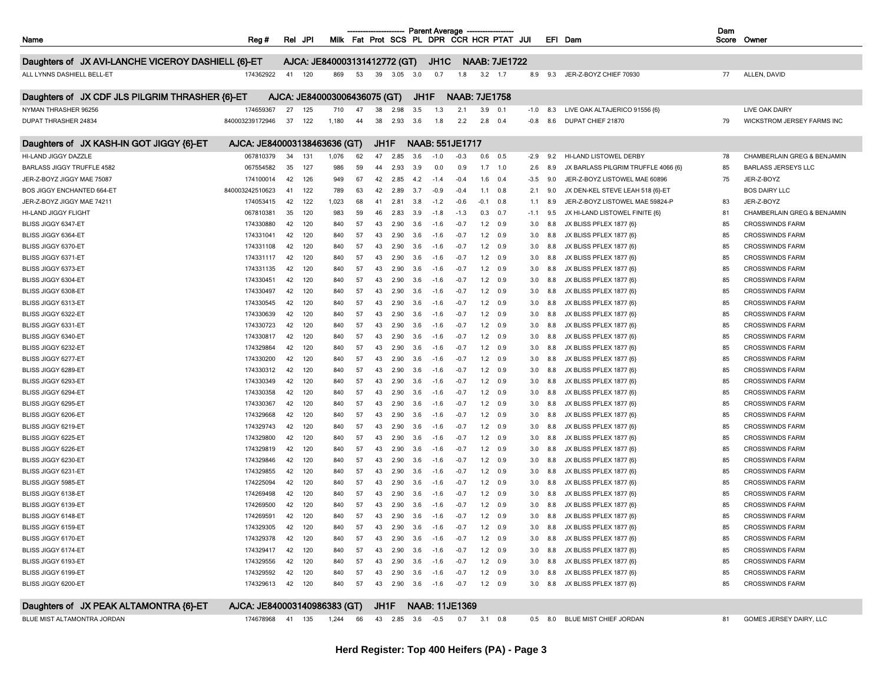| Name | Reg # | Rel | JPI | Milk | Fat | Prot | SCS | PL | DPR | CCR | HCR | PTAT | JUI | EFI | Dam | Dam Score | Owner |
|---|---|---|---|---|---|---|---|---|---|---|---|---|---|---|---|---|---|
| **Daughters of JX AVI-LANCHE VICEROY DASHIELL {6}-ET** | **AJCA: JE840003131412772 (GT)** | | | | | | | **JH1C** | | **NAAB: 7JE1722** | | | | | | | |
| ALL LYNNS DASHIELL BELL-ET | 174362922 | 41 | 120 | 869 | 53 | 39 | 3.05 | 3.0 | 0.7 | 1.8 | 3.2 | 1.7 | 8.9 | 9.3 | JER-Z-BOYZ CHIEF 70930 | 77 | ALLEN, DAVID |
| **Daughters of JX CDF JLS PILGRIM THRASHER {6}-ET** | **AJCA: JE840003006436075 (GT)** | | | | | | | **JH1F** | | **NAAB: 7JE1758** | | | | | | | |
| NYMAN THRASHER 96256 | 174659367 | 27 | 125 | 710 | 47 | 38 | 2.98 | 3.5 | 1.3 | 2.1 | 3.9 | 0.1 | -1.0 | 8.3 | LIVE OAK ALTAJERICO 91556 {6} | | LIVE OAK DAIRY |
| DUPAT THRASHER 24834 | 840003239172946 | 37 | 122 | 1,180 | 44 | 38 | 2.93 | 3.6 | 1.8 | 2.2 | 2.8 | 0.4 | -0.8 | 8.6 | DUPAT CHIEF 21870 | 79 | WICKSTROM JERSEY FARMS INC |
| **Daughters of JX KASH-IN GOT JIGGY {6}-ET** | **AJCA: JE840003138463636 (GT)** | | | | | | **JH1F** | | **NAAB: 551JE1717** | | | | | | | | |
| HI-LAND JIGGY DAZZLE | 067810379 | 34 | 131 | 1,076 | 62 | 47 | 2.85 | 3.6 | -1.0 | -0.3 | 0.6 | 0.5 | -2.9 | 9.2 | HI-LAND LISTOWEL DERBY | 78 | CHAMBERLAIN GREG & BENJAMIN |
| BARLASS JIGGY TRUFFLE 4582 | 067554582 | 35 | 127 | 986 | 59 | 44 | 2.93 | 3.9 | 0.0 | 0.9 | 1.7 | 1.0 | 2.6 | 8.9 | JX BARLASS PILGRIM TRUFFLE 4066 {6} | 85 | BARLASS JERSEYS LLC |
| JER-Z-BOYZ JIGGY MAE 75087 | 174100014 | 42 | 126 | 949 | 67 | 42 | 2.85 | 4.2 | -1.4 | -0.4 | 1.6 | 0.4 | -3.5 | 9.0 | JER-Z-BOYZ LISTOWEL MAE 60896 | 75 | JER-Z-BOYZ |
| BOS JIGGY ENCHANTED 664-ET | 840003245610623 | 41 | 122 | 789 | 63 | 42 | 2.89 | 3.7 | -0.9 | -0.4 | 1.1 | 0.8 | 2.1 | 9.0 | JX DEN-KEL STEVE LEAH 518 {6}-ET | | BOS DAIRY LLC |
| JER-Z-BOYZ JIGGY MAE 74211 | 174053415 | 42 | 122 | 1,023 | 68 | 41 | 2.81 | 3.8 | -1.2 | -0.6 | -0.1 | 0.8 | 1.1 | 8.9 | JER-Z-BOYZ LISTOWEL MAE 59824-P | 83 | JER-Z-BOYZ |
| HI-LAND JIGGY FLIGHT | 067810381 | 35 | 120 | 983 | 59 | 46 | 2.83 | 3.9 | -1.8 | -1.3 | 0.3 | 0.7 | -1.1 | 9.5 | JX HI-LAND LISTOWEL FINITE {6} | 81 | CHAMBERLAIN GREG & BENJAMIN |
| BLISS JIGGY 6347-ET | 174330880 | 42 | 120 | 840 | 57 | 43 | 2.90 | 3.6 | -1.6 | -0.7 | 1.2 | 0.9 | 3.0 | 8.8 | JX BLISS PFLEX 1877 {6} | 85 | CROSSWINDS FARM |
| BLISS JIGGY 6364-ET | 174331041 | 42 | 120 | 840 | 57 | 43 | 2.90 | 3.6 | -1.6 | -0.7 | 1.2 | 0.9 | 3.0 | 8.8 | JX BLISS PFLEX 1877 {6} | 85 | CROSSWINDS FARM |
| BLISS JIGGY 6370-ET | 174331108 | 42 | 120 | 840 | 57 | 43 | 2.90 | 3.6 | -1.6 | -0.7 | 1.2 | 0.9 | 3.0 | 8.8 | JX BLISS PFLEX 1877 {6} | 85 | CROSSWINDS FARM |
| BLISS JIGGY 6371-ET | 174331117 | 42 | 120 | 840 | 57 | 43 | 2.90 | 3.6 | -1.6 | -0.7 | 1.2 | 0.9 | 3.0 | 8.8 | JX BLISS PFLEX 1877 {6} | 85 | CROSSWINDS FARM |
| BLISS JIGGY 6373-ET | 174331135 | 42 | 120 | 840 | 57 | 43 | 2.90 | 3.6 | -1.6 | -0.7 | 1.2 | 0.9 | 3.0 | 8.8 | JX BLISS PFLEX 1877 {6} | 85 | CROSSWINDS FARM |
| BLISS JIGGY 6304-ET | 174330451 | 42 | 120 | 840 | 57 | 43 | 2.90 | 3.6 | -1.6 | -0.7 | 1.2 | 0.9 | 3.0 | 8.8 | JX BLISS PFLEX 1877 {6} | 85 | CROSSWINDS FARM |
| BLISS JIGGY 6308-ET | 174330497 | 42 | 120 | 840 | 57 | 43 | 2.90 | 3.6 | -1.6 | -0.7 | 1.2 | 0.9 | 3.0 | 8.8 | JX BLISS PFLEX 1877 {6} | 85 | CROSSWINDS FARM |
| BLISS JIGGY 6313-ET | 174330545 | 42 | 120 | 840 | 57 | 43 | 2.90 | 3.6 | -1.6 | -0.7 | 1.2 | 0.9 | 3.0 | 8.8 | JX BLISS PFLEX 1877 {6} | 85 | CROSSWINDS FARM |
| BLISS JIGGY 6322-ET | 174330639 | 42 | 120 | 840 | 57 | 43 | 2.90 | 3.6 | -1.6 | -0.7 | 1.2 | 0.9 | 3.0 | 8.8 | JX BLISS PFLEX 1877 {6} | 85 | CROSSWINDS FARM |
| BLISS JIGGY 6331-ET | 174330723 | 42 | 120 | 840 | 57 | 43 | 2.90 | 3.6 | -1.6 | -0.7 | 1.2 | 0.9 | 3.0 | 8.8 | JX BLISS PFLEX 1877 {6} | 85 | CROSSWINDS FARM |
| BLISS JIGGY 6340-ET | 174330817 | 42 | 120 | 840 | 57 | 43 | 2.90 | 3.6 | -1.6 | -0.7 | 1.2 | 0.9 | 3.0 | 8.8 | JX BLISS PFLEX 1877 {6} | 85 | CROSSWINDS FARM |
| BLISS JIGGY 6232-ET | 174329864 | 42 | 120 | 840 | 57 | 43 | 2.90 | 3.6 | -1.6 | -0.7 | 1.2 | 0.9 | 3.0 | 8.8 | JX BLISS PFLEX 1877 {6} | 85 | CROSSWINDS FARM |
| BLISS JIGGY 6277-ET | 174330200 | 42 | 120 | 840 | 57 | 43 | 2.90 | 3.6 | -1.6 | -0.7 | 1.2 | 0.9 | 3.0 | 8.8 | JX BLISS PFLEX 1877 {6} | 85 | CROSSWINDS FARM |
| BLISS JIGGY 6289-ET | 174330312 | 42 | 120 | 840 | 57 | 43 | 2.90 | 3.6 | -1.6 | -0.7 | 1.2 | 0.9 | 3.0 | 8.8 | JX BLISS PFLEX 1877 {6} | 85 | CROSSWINDS FARM |
| BLISS JIGGY 6293-ET | 174330349 | 42 | 120 | 840 | 57 | 43 | 2.90 | 3.6 | -1.6 | -0.7 | 1.2 | 0.9 | 3.0 | 8.8 | JX BLISS PFLEX 1877 {6} | 85 | CROSSWINDS FARM |
| BLISS JIGGY 6294-ET | 174330358 | 42 | 120 | 840 | 57 | 43 | 2.90 | 3.6 | -1.6 | -0.7 | 1.2 | 0.9 | 3.0 | 8.8 | JX BLISS PFLEX 1877 {6} | 85 | CROSSWINDS FARM |
| BLISS JIGGY 6295-ET | 174330367 | 42 | 120 | 840 | 57 | 43 | 2.90 | 3.6 | -1.6 | -0.7 | 1.2 | 0.9 | 3.0 | 8.8 | JX BLISS PFLEX 1877 {6} | 85 | CROSSWINDS FARM |
| BLISS JIGGY 6206-ET | 174329668 | 42 | 120 | 840 | 57 | 43 | 2.90 | 3.6 | -1.6 | -0.7 | 1.2 | 0.9 | 3.0 | 8.8 | JX BLISS PFLEX 1877 {6} | 85 | CROSSWINDS FARM |
| BLISS JIGGY 6219-ET | 174329743 | 42 | 120 | 840 | 57 | 43 | 2.90 | 3.6 | -1.6 | -0.7 | 1.2 | 0.9 | 3.0 | 8.8 | JX BLISS PFLEX 1877 {6} | 85 | CROSSWINDS FARM |
| BLISS JIGGY 6225-ET | 174329800 | 42 | 120 | 840 | 57 | 43 | 2.90 | 3.6 | -1.6 | -0.7 | 1.2 | 0.9 | 3.0 | 8.8 | JX BLISS PFLEX 1877 {6} | 85 | CROSSWINDS FARM |
| BLISS JIGGY 6226-ET | 174329819 | 42 | 120 | 840 | 57 | 43 | 2.90 | 3.6 | -1.6 | -0.7 | 1.2 | 0.9 | 3.0 | 8.8 | JX BLISS PFLEX 1877 {6} | 85 | CROSSWINDS FARM |
| BLISS JIGGY 6230-ET | 174329846 | 42 | 120 | 840 | 57 | 43 | 2.90 | 3.6 | -1.6 | -0.7 | 1.2 | 0.9 | 3.0 | 8.8 | JX BLISS PFLEX 1877 {6} | 85 | CROSSWINDS FARM |
| BLISS JIGGY 6231-ET | 174329855 | 42 | 120 | 840 | 57 | 43 | 2.90 | 3.6 | -1.6 | -0.7 | 1.2 | 0.9 | 3.0 | 8.8 | JX BLISS PFLEX 1877 {6} | 85 | CROSSWINDS FARM |
| BLISS JIGGY 5985-ET | 174225094 | 42 | 120 | 840 | 57 | 43 | 2.90 | 3.6 | -1.6 | -0.7 | 1.2 | 0.9 | 3.0 | 8.8 | JX BLISS PFLEX 1877 {6} | 85 | CROSSWINDS FARM |
| BLISS JIGGY 6138-ET | 174269498 | 42 | 120 | 840 | 57 | 43 | 2.90 | 3.6 | -1.6 | -0.7 | 1.2 | 0.9 | 3.0 | 8.8 | JX BLISS PFLEX 1877 {6} | 85 | CROSSWINDS FARM |
| BLISS JIGGY 6139-ET | 174269500 | 42 | 120 | 840 | 57 | 43 | 2.90 | 3.6 | -1.6 | -0.7 | 1.2 | 0.9 | 3.0 | 8.8 | JX BLISS PFLEX 1877 {6} | 85 | CROSSWINDS FARM |
| BLISS JIGGY 6148-ET | 174269591 | 42 | 120 | 840 | 57 | 43 | 2.90 | 3.6 | -1.6 | -0.7 | 1.2 | 0.9 | 3.0 | 8.8 | JX BLISS PFLEX 1877 {6} | 85 | CROSSWINDS FARM |
| BLISS JIGGY 6159-ET | 174329305 | 42 | 120 | 840 | 57 | 43 | 2.90 | 3.6 | -1.6 | -0.7 | 1.2 | 0.9 | 3.0 | 8.8 | JX BLISS PFLEX 1877 {6} | 85 | CROSSWINDS FARM |
| BLISS JIGGY 6170-ET | 174329378 | 42 | 120 | 840 | 57 | 43 | 2.90 | 3.6 | -1.6 | -0.7 | 1.2 | 0.9 | 3.0 | 8.8 | JX BLISS PFLEX 1877 {6} | 85 | CROSSWINDS FARM |
| BLISS JIGGY 6174-ET | 174329417 | 42 | 120 | 840 | 57 | 43 | 2.90 | 3.6 | -1.6 | -0.7 | 1.2 | 0.9 | 3.0 | 8.8 | JX BLISS PFLEX 1877 {6} | 85 | CROSSWINDS FARM |
| BLISS JIGGY 6193-ET | 174329556 | 42 | 120 | 840 | 57 | 43 | 2.90 | 3.6 | -1.6 | -0.7 | 1.2 | 0.9 | 3.0 | 8.8 | JX BLISS PFLEX 1877 {6} | 85 | CROSSWINDS FARM |
| BLISS JIGGY 6199-ET | 174329592 | 42 | 120 | 840 | 57 | 43 | 2.90 | 3.6 | -1.6 | -0.7 | 1.2 | 0.9 | 3.0 | 8.8 | JX BLISS PFLEX 1877 {6} | 85 | CROSSWINDS FARM |
| BLISS JIGGY 6200-ET | 174329613 | 42 | 120 | 840 | 57 | 43 | 2.90 | 3.6 | -1.6 | -0.7 | 1.2 | 0.9 | 3.0 | 8.8 | JX BLISS PFLEX 1877 {6} | 85 | CROSSWINDS FARM |
| **Daughters of JX PEAK ALTAMONTRA {6}-ET** | **AJCA: JE840003140986383 (GT)** | | | | | | **JH1F** | | **NAAB: 11JE1369** | | | | | | | | |
| BLUE MIST ALTAMONTRA JORDAN | 174678968 | 41 | 135 | 1,244 | 66 | 43 | 2.85 | 3.6 | -0.5 | 0.7 | 3.1 | 0.8 | 0.5 | 8.0 | BLUE MIST CHIEF JORDAN | 81 | GOMES JERSEY DAIRY, LLC |

Herd Register: Top 400 Heifers (PA)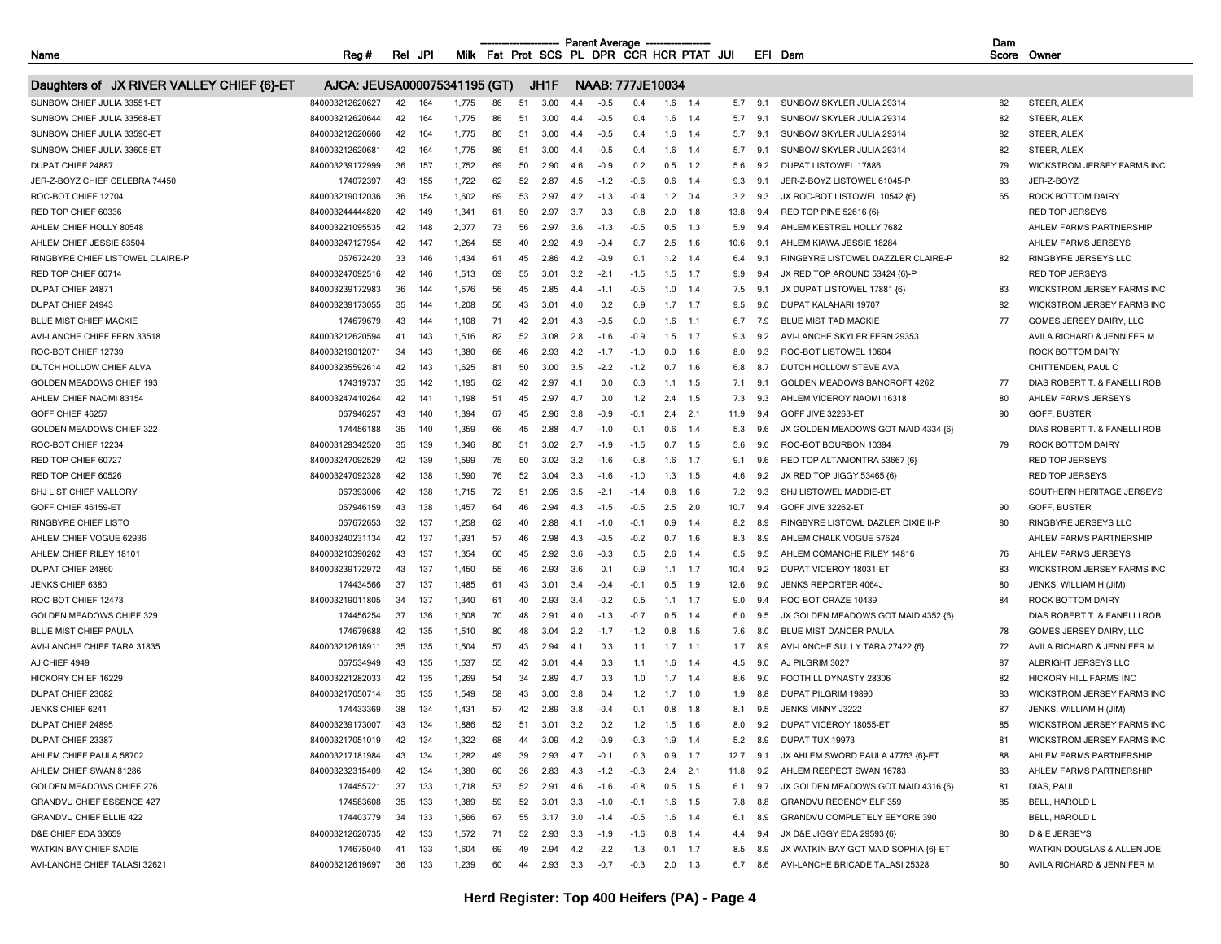| Name | Reg # | Rel | JPI | Milk | Fat | Prot | SCS | PL | DPR | CCR | HCR | PTAT | JUI | EFI | Dam | Dam Score | Owner |
|---|---|---|---|---|---|---|---|---|---|---|---|---|---|---|---|---|---|
| | | | | Parent Average | | | | | | | | | | | | | |
| **Daughters of JX RIVER VALLEY CHIEF {6}-ET** | **AJCA: JEUSA000075341195 (GT)** | | | | | **JH1F** | | **NAAB: 777JE10034** | | | | | | | | | |
| SUNBOW CHIEF JULIA 33551-ET | 840003212620627 | 42 | 164 | 1,775 | 86 | 51 | 3.00 | 4.4 | -0.5 | 0.4 | 1.6 | 1.4 | 5.7 | 9.1 | SUNBOW SKYLER JULIA 29314 | 82 | STEER, ALEX |
| SUNBOW CHIEF JULIA 33568-ET | 840003212620644 | 42 | 164 | 1,775 | 86 | 51 | 3.00 | 4.4 | -0.5 | 0.4 | 1.6 | 1.4 | 5.7 | 9.1 | SUNBOW SKYLER JULIA 29314 | 82 | STEER, ALEX |
| SUNBOW CHIEF JULIA 33590-ET | 840003212620666 | 42 | 164 | 1,775 | 86 | 51 | 3.00 | 4.4 | -0.5 | 0.4 | 1.6 | 1.4 | 5.7 | 9.1 | SUNBOW SKYLER JULIA 29314 | 82 | STEER, ALEX |
| SUNBOW CHIEF JULIA 33605-ET | 840003212620681 | 42 | 164 | 1,775 | 86 | 51 | 3.00 | 4.4 | -0.5 | 0.4 | 1.6 | 1.4 | 5.7 | 9.1 | SUNBOW SKYLER JULIA 29314 | 82 | STEER, ALEX |
| DUPAT CHIEF 24887 | 840003239172999 | 36 | 157 | 1,752 | 69 | 50 | 2.90 | 4.6 | -0.9 | 0.2 | 0.5 | 1.2 | 5.6 | 9.2 | DUPAT LISTOWEL 17886 | 79 | WICKSTROM JERSEY FARMS INC |
| JER-Z-BOYZ CHIEF CELEBRA 74450 | 174072397 | 43 | 155 | 1,722 | 62 | 52 | 2.87 | 4.5 | -1.2 | -0.6 | 0.6 | 1.4 | 9.3 | 9.1 | JER-Z-BOYZ LISTOWEL 61045-P | 83 | JER-Z-BOYZ |
| ROC-BOT CHIEF 12704 | 840003219012036 | 36 | 154 | 1,602 | 69 | 53 | 2.97 | 4.2 | -1.3 | -0.4 | 1.2 | 0.4 | 3.2 | 9.3 | JX ROC-BOT LISTOWEL 10542 {6} | 65 | ROCK BOTTOM DAIRY |
| RED TOP CHIEF 60336 | 840003244444820 | 42 | 149 | 1,341 | 61 | 50 | 2.97 | 3.7 | 0.3 | 0.8 | 2.0 | 1.8 | 13.8 | 9.4 | RED TOP PINE 52616 {6} | | RED TOP JERSEYS |
| AHLEM CHIEF HOLLY 80548 | 840003221095535 | 42 | 148 | 2,077 | 73 | 56 | 2.97 | 3.6 | -1.3 | -0.5 | 0.5 | 1.3 | 5.9 | 9.4 | AHLEM KESTREL HOLLY 7682 | | AHLEM FARMS PARTNERSHIP |
| AHLEM CHIEF JESSIE 83504 | 840003247127954 | 42 | 147 | 1,264 | 55 | 40 | 2.92 | 4.9 | -0.4 | 0.7 | 2.5 | 1.6 | 10.6 | 9.1 | AHLEM KIAWA JESSIE 18284 | | AHLEM FARMS JERSEYS |
| RINGBYRE CHIEF LISTOWEL CLAIRE-P | 067672420 | 33 | 146 | 1,434 | 61 | 45 | 2.86 | 4.2 | -0.9 | 0.1 | 1.2 | 1.4 | 6.4 | 9.1 | RINGBYRE LISTOWEL DAZZLER CLAIRE-P | 82 | RINGBYRE JERSEYS LLC |
| RED TOP CHIEF 60714 | 840003247092516 | 42 | 146 | 1,513 | 69 | 55 | 3.01 | 3.2 | -2.1 | -1.5 | 1.5 | 1.7 | 9.9 | 9.4 | JX RED TOP AROUND 53424 {6}-P | | RED TOP JERSEYS |
| DUPAT CHIEF 24871 | 840003239172983 | 36 | 144 | 1,576 | 56 | 45 | 2.85 | 4.4 | -1.1 | -0.5 | 1.0 | 1.4 | 7.5 | 9.1 | JX DUPAT LISTOWEL 17881 {6} | 83 | WICKSTROM JERSEY FARMS INC |
| DUPAT CHIEF 24943 | 840003239173055 | 35 | 144 | 1,208 | 56 | 43 | 3.01 | 4.0 | 0.2 | 0.9 | 1.7 | 1.7 | 9.5 | 9.0 | DUPAT KALAHARI 19707 | 82 | WICKSTROM JERSEY FARMS INC |
| BLUE MIST CHIEF MACKIE | 174679679 | 43 | 144 | 1,108 | 71 | 42 | 2.91 | 4.3 | -0.5 | 0.0 | 1.6 | 1.1 | 6.7 | 7.9 | BLUE MIST TAD MACKIE | 77 | GOMES JERSEY DAIRY, LLC |
| AVI-LANCHE CHIEF FERN 33518 | 840003212620594 | 41 | 143 | 1,516 | 82 | 52 | 3.08 | 2.8 | -1.6 | -0.9 | 1.5 | 1.7 | 9.3 | 9.2 | AVI-LANCHE SKYLER FERN 29353 | | AVILA RICHARD & JENNIFER M |
| ROC-BOT CHIEF 12739 | 840003219012071 | 34 | 143 | 1,380 | 66 | 46 | 2.93 | 4.2 | -1.7 | -1.0 | 0.9 | 1.6 | 8.0 | 9.3 | ROC-BOT LISTOWEL 10604 | | ROCK BOTTOM DAIRY |
| DUTCH HOLLOW CHIEF ALVA | 840003235592614 | 42 | 143 | 1,625 | 81 | 50 | 3.00 | 3.5 | -2.2 | -1.2 | 0.7 | 1.6 | 6.8 | 8.7 | DUTCH HOLLOW STEVE AVA | | CHITTENDEN, PAUL C |
| GOLDEN MEADOWS CHIEF 193 | 174319737 | 35 | 142 | 1,195 | 62 | 42 | 2.97 | 4.1 | 0.0 | 0.3 | 1.1 | 1.5 | 7.1 | 9.1 | GOLDEN MEADOWS BANCROFT 4262 | 77 | DIAS ROBERT T. & FANELLI ROB |
| AHLEM CHIEF NAOMI 83154 | 840003247410264 | 42 | 141 | 1,198 | 51 | 45 | 2.97 | 4.7 | 0.0 | 1.2 | 2.4 | 1.5 | 7.3 | 9.3 | AHLEM VICEROY NAOMI 16318 | 80 | AHLEM FARMS JERSEYS |
| GOFF CHIEF 46257 | 067946257 | 43 | 140 | 1,394 | 67 | 45 | 2.96 | 3.8 | -0.9 | -0.1 | 2.4 | 2.1 | 11.9 | 9.4 | GOFF JIVE 32263-ET | 90 | GOFF, BUSTER |
| GOLDEN MEADOWS CHIEF 322 | 174456188 | 35 | 140 | 1,359 | 66 | 45 | 2.88 | 4.7 | -1.0 | -0.1 | 0.6 | 1.4 | 5.3 | 9.6 | JX GOLDEN MEADOWS GOT MAID 4334 {6} | | DIAS ROBERT T. & FANELLI ROB |
| ROC-BOT CHIEF 12234 | 840003129342520 | 35 | 139 | 1,346 | 80 | 51 | 3.02 | 2.7 | -1.9 | -1.5 | 0.7 | 1.5 | 5.6 | 9.0 | ROC-BOT BOURBON 10394 | 79 | ROCK BOTTOM DAIRY |
| RED TOP CHIEF 60727 | 840003247092529 | 42 | 139 | 1,599 | 75 | 50 | 3.02 | 3.2 | -1.6 | -0.8 | 1.6 | 1.7 | 9.1 | 9.6 | RED TOP ALTAMONTRA 53667 {6} | | RED TOP JERSEYS |
| RED TOP CHIEF 60526 | 840003247092328 | 42 | 138 | 1,590 | 76 | 52 | 3.04 | 3.3 | -1.6 | -1.0 | 1.3 | 1.5 | 4.6 | 9.2 | JX RED TOP JIGGY 53465 {6} | | RED TOP JERSEYS |
| SHJ LIST CHIEF MALLORY | 067393006 | 42 | 138 | 1,715 | 72 | 51 | 2.95 | 3.5 | -2.1 | -1.4 | 0.8 | 1.6 | 7.2 | 9.3 | SHJ LISTOWEL MADDIE-ET | | SOUTHERN HERITAGE JERSEYS |
| GOFF CHIEF 46159-ET | 067946159 | 43 | 138 | 1,457 | 64 | 46 | 2.94 | 4.3 | -1.5 | -0.5 | 2.5 | 2.0 | 10.7 | 9.4 | GOFF JIVE 32262-ET | 90 | GOFF, BUSTER |
| RINGBYRE CHIEF LISTO | 067672653 | 32 | 137 | 1,258 | 62 | 40 | 2.88 | 4.1 | -1.0 | -0.1 | 0.9 | 1.4 | 8.2 | 8.9 | RINGBYRE LISTOWL DAZLER DIXIE II-P | 80 | RINGBYRE JERSEYS LLC |
| AHLEM CHIEF VOGUE 62936 | 840003240231134 | 42 | 137 | 1,931 | 57 | 46 | 2.98 | 4.3 | -0.5 | -0.2 | 0.7 | 1.6 | 8.3 | 8.9 | AHLEM CHALK VOGUE 57624 | | AHLEM FARMS PARTNERSHIP |
| AHLEM CHIEF RILEY 18101 | 840003210390262 | 43 | 137 | 1,354 | 60 | 45 | 2.92 | 3.6 | -0.3 | 0.5 | 2.6 | 1.4 | 6.5 | 9.5 | AHLEM COMANCHE RILEY 14816 | 76 | AHLEM FARMS JERSEYS |
| DUPAT CHIEF 24860 | 840003239172972 | 43 | 137 | 1,450 | 55 | 46 | 2.93 | 3.6 | 0.1 | 0.9 | 1.1 | 1.7 | 10.4 | 9.2 | DUPAT VICEROY 18031-ET | 83 | WICKSTROM JERSEY FARMS INC |
| JENKS CHIEF 6380 | 174434566 | 37 | 137 | 1,485 | 61 | 43 | 3.01 | 3.4 | -0.4 | -0.1 | 0.5 | 1.9 | 12.6 | 9.0 | JENKS REPORTER 4064J | 80 | JENKS, WILLIAM H (JIM) |
| ROC-BOT CHIEF 12473 | 840003219011805 | 34 | 137 | 1,340 | 61 | 40 | 2.93 | 3.4 | -0.2 | 0.5 | 1.1 | 1.7 | 9.0 | 9.4 | ROC-BOT CRAZE 10439 | 84 | ROCK BOTTOM DAIRY |
| GOLDEN MEADOWS CHIEF 329 | 174456254 | 37 | 136 | 1,608 | 70 | 48 | 2.91 | 4.0 | -1.3 | -0.7 | 0.5 | 1.4 | 6.0 | 9.5 | JX GOLDEN MEADOWS GOT MAID 4352 {6} | | DIAS ROBERT T. & FANELLI ROB |
| BLUE MIST CHIEF PAULA | 174679688 | 42 | 135 | 1,510 | 80 | 48 | 3.04 | 2.2 | -1.7 | -1.2 | 0.8 | 1.5 | 7.6 | 8.0 | BLUE MIST DANCER PAULA | 78 | GOMES JERSEY DAIRY, LLC |
| AVI-LANCHE CHIEF TARA 31835 | 840003212618911 | 35 | 135 | 1,504 | 57 | 43 | 2.94 | 4.1 | 0.3 | 1.1 | 1.7 | 1.1 | 1.7 | 8.9 | AVI-LANCHE SULLY TARA 27422 {6} | 72 | AVILA RICHARD & JENNIFER M |
| AJ CHIEF 4949 | 067534949 | 43 | 135 | 1,537 | 55 | 42 | 3.01 | 4.4 | 0.3 | 1.1 | 1.6 | 1.4 | 4.5 | 9.0 | AJ PILGRIM 3027 | 87 | ALBRIGHT JERSEYS LLC |
| HICKORY CHIEF 16229 | 840003221282033 | 42 | 135 | 1,269 | 54 | 34 | 2.89 | 4.7 | 0.3 | 1.0 | 1.7 | 1.4 | 8.6 | 9.0 | FOOTHILL DYNASTY 28306 | 82 | HICKORY HILL FARMS INC |
| DUPAT CHIEF 23082 | 840003217050714 | 35 | 135 | 1,549 | 58 | 43 | 3.00 | 3.8 | 0.4 | 1.2 | 1.7 | 1.0 | 1.9 | 8.8 | DUPAT PILGRIM 19890 | 83 | WICKSTROM JERSEY FARMS INC |
| JENKS CHIEF 6241 | 174433369 | 38 | 134 | 1,431 | 57 | 42 | 2.89 | 3.8 | -0.4 | -0.1 | 0.8 | 1.8 | 8.1 | 9.5 | JENKS VINNY J3222 | 87 | JENKS, WILLIAM H (JIM) |
| DUPAT CHIEF 24895 | 840003239173007 | 43 | 134 | 1,886 | 52 | 51 | 3.01 | 3.2 | 0.2 | 1.2 | 1.5 | 1.6 | 8.0 | 9.2 | DUPAT VICEROY 18055-ET | 85 | WICKSTROM JERSEY FARMS INC |
| DUPAT CHIEF 23387 | 840003217051019 | 42 | 134 | 1,322 | 68 | 44 | 3.09 | 4.2 | -0.9 | -0.3 | 1.9 | 1.4 | 5.2 | 8.9 | DUPAT TUX 19973 | 81 | WICKSTROM JERSEY FARMS INC |
| AHLEM CHIEF PAULA 58702 | 840003217181984 | 43 | 134 | 1,282 | 49 | 39 | 2.93 | 4.7 | -0.1 | 0.3 | 0.9 | 1.7 | 12.7 | 9.1 | JX AHLEM SWORD PAULA 47763 {6}-ET | 88 | AHLEM FARMS PARTNERSHIP |
| AHLEM CHIEF SWAN 81286 | 840003232315409 | 42 | 134 | 1,380 | 60 | 36 | 2.83 | 4.3 | -1.2 | -0.3 | 2.4 | 2.1 | 11.8 | 9.2 | AHLEM RESPECT SWAN 16783 | 83 | AHLEM FARMS PARTNERSHIP |
| GOLDEN MEADOWS CHIEF 276 | 174455721 | 37 | 133 | 1,718 | 53 | 52 | 2.91 | 4.6 | -1.6 | -0.8 | 0.5 | 1.5 | 6.1 | 9.7 | JX GOLDEN MEADOWS GOT MAID 4316 {6} | 81 | DIAS, PAUL |
| GRANDVU CHIEF ESSENCE 427 | 174583608 | 35 | 133 | 1,389 | 59 | 52 | 3.01 | 3.3 | -1.0 | -0.1 | 1.6 | 1.5 | 7.8 | 8.8 | GRANDVU RECENCY ELF 359 | 85 | BELL, HAROLD L |
| GRANDVU CHIEF ELLIE 422 | 174403779 | 34 | 133 | 1,566 | 67 | 55 | 3.17 | 3.0 | -1.4 | -0.5 | 1.6 | 1.4 | 6.1 | 8.9 | GRANDVU COMPLETELY EEYORE 390 | | BELL, HAROLD L |
| D&E CHIEF EDA 33659 | 840003212620735 | 42 | 133 | 1,572 | 71 | 52 | 2.93 | 3.3 | -1.9 | -1.6 | 0.8 | 1.4 | 4.4 | 9.4 | JX D&E JIGGY EDA 29593 {6} | 80 | D & E JERSEYS |
| WATKIN BAY CHIEF SADIE | 174675040 | 41 | 133 | 1,604 | 69 | 49 | 2.94 | 4.2 | -2.2 | -1.3 | -0.1 | 1.7 | 8.5 | 8.9 | JX WATKIN BAY GOT MAID SOPHIA {6}-ET | | WATKIN DOUGLAS & ALLEN JOE |
| AVI-LANCHE CHIEF TALASI 32621 | 840003212619697 | 36 | 133 | 1,239 | 60 | 44 | 2.93 | 3.3 | -0.7 | -0.3 | 2.0 | 1.3 | 6.7 | 8.6 | AVI-LANCHE BRICADE TALASI 25328 | 80 | AVILA RICHARD & JENNIFER M |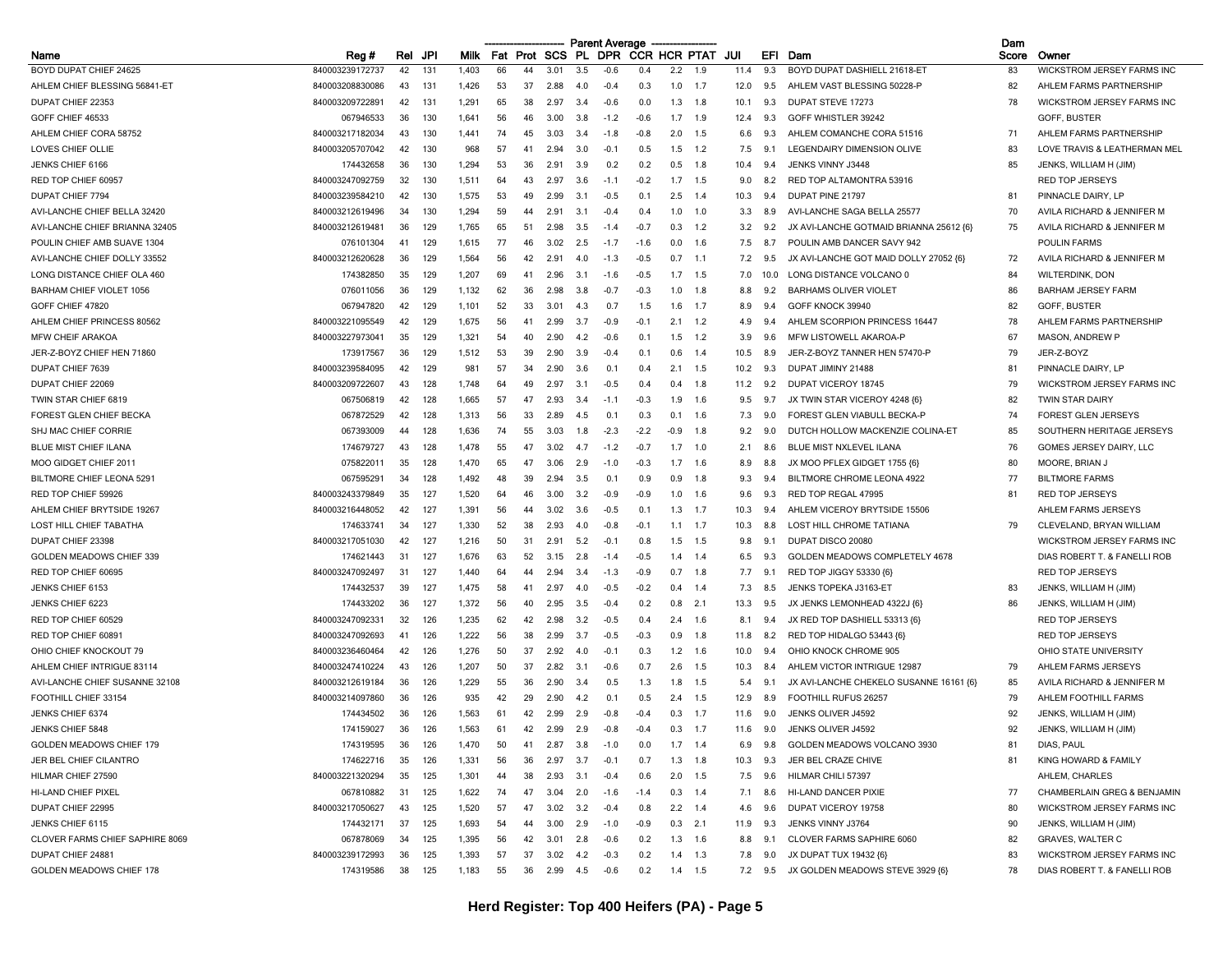| Name | Reg # | Rel | JPI | Milk | Fat | Prot | SCS | PL | DPR | CCR | HCR | PTAT | JUI | EFI | Dam | Dam Score | Owner |
|---|---|---|---|---|---|---|---|---|---|---|---|---|---|---|---|---|---|
| | | | | Parent Average | | | | | | | | | | | | | |
| BOYD DUPAT CHIEF 24625 | 840003239172737 | 42 | 131 | 1,403 | 66 | 44 | 3.01 | 3.5 | -0.6 | 0.4 | 2.2 | 1.9 | 11.4 | 9.3 | BOYD DUPAT DASHIELL 21618-ET | 83 | WICKSTROM JERSEY FARMS INC |
| AHLEM CHIEF BLESSING 56841-ET | 840003208830086 | 43 | 131 | 1,426 | 53 | 37 | 2.88 | 4.0 | -0.4 | 0.3 | 1.0 | 1.7 | 12.0 | 9.5 | AHLEM VAST BLESSING 50228-P | 82 | AHLEM FARMS PARTNERSHIP |
| DUPAT CHIEF 22353 | 840003209722891 | 42 | 131 | 1,291 | 65 | 38 | 2.97 | 3.4 | -0.6 | 0.0 | 1.3 | 1.8 | 10.1 | 9.3 | DUPAT STEVE 17273 | 78 | WICKSTROM JERSEY FARMS INC |
| GOFF CHIEF 46533 | 067946533 | 36 | 130 | 1,641 | 56 | 46 | 3.00 | 3.8 | -1.2 | -0.6 | 1.7 | 1.9 | 12.4 | 9.3 | GOFF WHISTLER 39242 | | GOFF, BUSTER |
| AHLEM CHIEF CORA 58752 | 840003217182034 | 43 | 130 | 1,441 | 74 | 45 | 3.03 | 3.4 | -1.8 | -0.8 | 2.0 | 1.5 | 6.6 | 9.3 | AHLEM COMANCHE CORA 51516 | 71 | AHLEM FARMS PARTNERSHIP |
| LOVES CHIEF OLLIE | 840003205707042 | 42 | 130 | 968 | 57 | 41 | 2.94 | 3.0 | -0.1 | 0.5 | 1.5 | 1.2 | 7.5 | 9.1 | LEGENDAIRY DIMENSION OLIVE | 83 | LOVE TRAVIS & LEATHERMAN MEL |
| JENKS CHIEF 6166 | 174432658 | 36 | 130 | 1,294 | 53 | 36 | 2.91 | 3.9 | 0.2 | 0.2 | 0.5 | 1.8 | 10.4 | 9.4 | JENKS VINNY J3448 | 85 | JENKS, WILLIAM H (JIM) |
| RED TOP CHIEF 60957 | 840003247092759 | 32 | 130 | 1,511 | 64 | 43 | 2.97 | 3.6 | -1.1 | -0.2 | 1.7 | 1.5 | 9.0 | 8.2 | RED TOP ALTAMONTRA 53916 | | RED TOP JERSEYS |
| DUPAT CHIEF 7794 | 840003239584210 | 42 | 130 | 1,575 | 53 | 49 | 2.99 | 3.1 | -0.5 | 0.1 | 2.5 | 1.4 | 10.3 | 9.4 | DUPAT PINE 21797 | 81 | PINNACLE DAIRY, LP |
| AVI-LANCHE CHIEF BELLA 32420 | 840003212619496 | 34 | 130 | 1,294 | 59 | 44 | 2.91 | 3.1 | -0.4 | 0.4 | 1.0 | 1.0 | 3.3 | 8.9 | AVI-LANCHE SAGA BELLA 25577 | 70 | AVILA RICHARD & JENNIFER M |
| AVI-LANCHE CHIEF BRIANNA 32405 | 840003212619481 | 36 | 129 | 1,765 | 65 | 51 | 2.98 | 3.5 | -1.4 | -0.7 | 0.3 | 1.2 | 3.2 | 9.2 | JX AVI-LANCHE GOTMAID BRIANNA 25612 {6} | 75 | AVILA RICHARD & JENNIFER M |
| POULIN CHIEF AMB SUAVE 1304 | 076101304 | 41 | 129 | 1,615 | 77 | 46 | 3.02 | 2.5 | -1.7 | -1.6 | 0.0 | 1.6 | 7.5 | 8.7 | POULIN AMB DANCER SAVY 942 | | POULIN FARMS |
| AVI-LANCHE CHIEF DOLLY 33552 | 840003212620628 | 36 | 129 | 1,564 | 56 | 42 | 2.91 | 4.0 | -1.3 | -0.5 | 0.7 | 1.1 | 7.2 | 9.5 | JX AVI-LANCHE GOT MAID DOLLY 27052 {6} | 72 | AVILA RICHARD & JENNIFER M |
| LONG DISTANCE CHIEF OLA 460 | 174382850 | 35 | 129 | 1,207 | 69 | 41 | 2.96 | 3.1 | -1.6 | -0.5 | 1.7 | 1.5 | 7.0 | 10.0 | LONG DISTANCE VOLCANO 0 | 84 | WILTERDINK, DON |
| BARHAM CHIEF VIOLET 1056 | 076011056 | 36 | 129 | 1,132 | 62 | 36 | 2.98 | 3.8 | -0.7 | -0.3 | 1.0 | 1.8 | 8.8 | 9.2 | BARHAMS OLIVER VIOLET | 86 | BARHAM JERSEY FARM |
| GOFF CHIEF 47820 | 067947820 | 42 | 129 | 1,101 | 52 | 33 | 3.01 | 4.3 | 0.7 | 1.5 | 1.6 | 1.7 | 8.9 | 9.4 | GOFF KNOCK 39940 | 82 | GOFF, BUSTER |
| AHLEM CHIEF PRINCESS 80562 | 840003221095549 | 42 | 129 | 1,675 | 56 | 41 | 2.99 | 3.7 | -0.9 | -0.1 | 2.1 | 1.2 | 4.9 | 9.4 | AHLEM SCORPION PRINCESS 16447 | 78 | AHLEM FARMS PARTNERSHIP |
| MFW CHEIF ARAKOA | 840003227973041 | 35 | 129 | 1,321 | 54 | 40 | 2.90 | 4.2 | -0.6 | 0.1 | 1.5 | 1.2 | 3.9 | 9.6 | MFW LISTOWELL AKAROA-P | 67 | MASON, ANDREW P |
| JER-Z-BOYZ CHIEF HEN 71860 | 173917567 | 36 | 129 | 1,512 | 53 | 39 | 2.90 | 3.9 | -0.4 | 0.1 | 0.6 | 1.4 | 10.5 | 8.9 | JER-Z-BOYZ TANNER HEN 57470-P | 79 | JER-Z-BOYZ |
| DUPAT CHIEF 7639 | 840003239584095 | 42 | 129 | 981 | 57 | 34 | 2.90 | 3.6 | 0.1 | 0.4 | 2.1 | 1.5 | 10.2 | 9.3 | DUPAT JIMINY 21488 | 81 | PINNACLE DAIRY, LP |
| DUPAT CHIEF 22069 | 840003209722607 | 43 | 128 | 1,748 | 64 | 49 | 2.97 | 3.1 | -0.5 | 0.4 | 0.4 | 1.8 | 11.2 | 9.2 | DUPAT VICEROY 18745 | 79 | WICKSTROM JERSEY FARMS INC |
| TWIN STAR CHIEF 6819 | 067506819 | 42 | 128 | 1,665 | 57 | 47 | 2.93 | 3.4 | -1.1 | -0.3 | 1.9 | 1.6 | 9.5 | 9.7 | JX TWIN STAR VICEROY 4248 {6} | 82 | TWIN STAR DAIRY |
| FOREST GLEN CHIEF BECKA | 067872529 | 42 | 128 | 1,313 | 56 | 33 | 2.89 | 4.5 | 0.1 | 0.3 | 0.1 | 1.6 | 7.3 | 9.0 | FOREST GLEN VIABULL BECKA-P | 74 | FOREST GLEN JERSEYS |
| SHJ MAC CHIEF CORRIE | 067393009 | 44 | 128 | 1,636 | 74 | 55 | 3.03 | 1.8 | -2.3 | -2.2 | -0.9 | 1.8 | 9.2 | 9.0 | DUTCH HOLLOW MACKENZIE COLINA-ET | 85 | SOUTHERN HERITAGE JERSEYS |
| BLUE MIST CHIEF ILANA | 174679727 | 43 | 128 | 1,478 | 55 | 47 | 3.02 | 4.7 | -1.2 | -0.7 | 1.7 | 1.0 | 2.1 | 8.6 | BLUE MIST NXLEVEL ILANA | 76 | GOMES JERSEY DAIRY, LLC |
| MOO GIDGET CHIEF 2011 | 075822011 | 35 | 128 | 1,470 | 65 | 47 | 3.06 | 2.9 | -1.0 | -0.3 | 1.7 | 1.6 | 8.9 | 8.8 | JX MOO PFLEX GIDGET 1755 {6} | 80 | MOORE, BRIAN J |
| BILTMORE CHIEF LEONA 5291 | 067595291 | 34 | 128 | 1,492 | 48 | 39 | 2.94 | 3.5 | 0.1 | 0.9 | 0.9 | 1.8 | 9.3 | 9.4 | BILTMORE CHROME LEONA 4922 | 77 | BILTMORE FARMS |
| RED TOP CHIEF 59926 | 840003243379849 | 35 | 127 | 1,520 | 64 | 46 | 3.00 | 3.2 | -0.9 | -0.9 | 1.0 | 1.6 | 9.6 | 9.3 | RED TOP REGAL 47995 | 81 | RED TOP JERSEYS |
| AHLEM CHIEF BRYTSIDE 19267 | 840003216448052 | 42 | 127 | 1,391 | 56 | 44 | 3.02 | 3.6 | -0.5 | 0.1 | 1.3 | 1.7 | 10.3 | 9.4 | AHLEM VICEROY BRYTSIDE 15506 | | AHLEM FARMS JERSEYS |
| LOST HILL CHIEF TABATHA | 174633741 | 34 | 127 | 1,330 | 52 | 38 | 2.93 | 4.0 | -0.8 | -0.1 | 1.1 | 1.7 | 10.3 | 8.8 | LOST HILL CHROME TATIANA | 79 | CLEVELAND, BRYAN WILLIAM |
| DUPAT CHIEF 23398 | 840003217051030 | 42 | 127 | 1,216 | 50 | 31 | 2.91 | 5.2 | -0.1 | 0.8 | 1.5 | 1.5 | 9.8 | 9.1 | DUPAT DISCO 20080 | | WICKSTROM JERSEY FARMS INC |
| GOLDEN MEADOWS CHIEF 339 | 174621443 | 31 | 127 | 1,676 | 63 | 52 | 3.15 | 2.8 | -1.4 | -0.5 | 1.4 | 1.4 | 6.5 | 9.3 | GOLDEN MEADOWS COMPLETELY 4678 | | DIAS ROBERT T. & FANELLI ROB |
| RED TOP CHIEF 60695 | 840003247092497 | 31 | 127 | 1,440 | 64 | 44 | 2.94 | 3.4 | -1.3 | -0.9 | 0.7 | 1.8 | 7.7 | 9.1 | RED TOP JIGGY 53330 {6} | | RED TOP JERSEYS |
| JENKS CHIEF 6153 | 174432537 | 39 | 127 | 1,475 | 58 | 41 | 2.97 | 4.0 | -0.5 | -0.2 | 0.4 | 1.4 | 7.3 | 8.5 | JENKS TOPEKA J3163-ET | 83 | JENKS, WILLIAM H (JIM) |
| JENKS CHIEF 6223 | 174433202 | 36 | 127 | 1,372 | 56 | 40 | 2.95 | 3.5 | -0.4 | 0.2 | 0.8 | 2.1 | 13.3 | 9.5 | JX JENKS LEMONHEAD 4322J {6} | 86 | JENKS, WILLIAM H (JIM) |
| RED TOP CHIEF 60529 | 840003247092331 | 32 | 126 | 1,235 | 62 | 42 | 2.98 | 3.2 | -0.5 | 0.4 | 2.4 | 1.6 | 8.1 | 9.4 | JX RED TOP DASHIELL 53313 {6} | | RED TOP JERSEYS |
| RED TOP CHIEF 60891 | 840003247092693 | 41 | 126 | 1,222 | 56 | 38 | 2.99 | 3.7 | -0.5 | -0.3 | 0.9 | 1.8 | 11.8 | 8.2 | RED TOP HIDALGO 53443 {6} | | RED TOP JERSEYS |
| OHIO CHIEF KNOCKOUT 79 | 840003236460464 | 42 | 126 | 1,276 | 50 | 37 | 2.92 | 4.0 | -0.1 | 0.3 | 1.2 | 1.6 | 10.0 | 9.4 | OHIO KNOCK CHROME 905 | | OHIO STATE UNIVERSITY |
| AHLEM CHIEF INTRIGUE 83114 | 840003247410224 | 43 | 126 | 1,207 | 50 | 37 | 2.82 | 3.1 | -0.6 | 0.7 | 2.6 | 1.5 | 10.3 | 8.4 | AHLEM VICTOR INTRIGUE 12987 | 79 | AHLEM FARMS JERSEYS |
| AVI-LANCHE CHIEF SUSANNE 32108 | 840003212619184 | 36 | 126 | 1,229 | 55 | 36 | 2.90 | 3.4 | 0.5 | 1.3 | 1.8 | 1.5 | 5.4 | 9.1 | JX AVI-LANCHE CHEKELO SUSANNE 16161 {6} | 85 | AVILA RICHARD & JENNIFER M |
| FOOTHILL CHIEF 33154 | 840003214097860 | 36 | 126 | 935 | 42 | 29 | 2.90 | 4.2 | 0.1 | 0.5 | 2.4 | 1.5 | 12.9 | 8.9 | FOOTHILL RUFUS 26257 | 79 | AHLEM FOOTHILL FARMS |
| JENKS CHIEF 6374 | 174434502 | 36 | 126 | 1,563 | 61 | 42 | 2.99 | 2.9 | -0.8 | -0.4 | 0.3 | 1.7 | 11.6 | 9.0 | JENKS OLIVER J4592 | 92 | JENKS, WILLIAM H (JIM) |
| JENKS CHIEF 5848 | 174159027 | 36 | 126 | 1,563 | 61 | 42 | 2.99 | 2.9 | -0.8 | -0.4 | 0.3 | 1.7 | 11.6 | 9.0 | JENKS OLIVER J4592 | 92 | JENKS, WILLIAM H (JIM) |
| GOLDEN MEADOWS CHIEF 179 | 174319595 | 36 | 126 | 1,470 | 50 | 41 | 2.87 | 3.8 | -1.0 | 0.0 | 1.7 | 1.4 | 6.9 | 9.8 | GOLDEN MEADOWS VOLCANO 3930 | 81 | DIAS, PAUL |
| JER BEL CHIEF CILANTRO | 174622716 | 35 | 126 | 1,331 | 56 | 36 | 2.97 | 3.7 | -0.1 | 0.7 | 1.3 | 1.8 | 10.3 | 9.3 | JER BEL CRAZE CHIVE | 81 | KING HOWARD & FAMILY |
| HILMAR CHIEF 27590 | 840003221320294 | 35 | 125 | 1,301 | 44 | 38 | 2.93 | 3.1 | -0.4 | 0.6 | 2.0 | 1.5 | 7.5 | 9.6 | HILMAR CHILI 57397 | | AHLEM, CHARLES |
| HI-LAND CHIEF PIXEL | 067810882 | 31 | 125 | 1,622 | 74 | 47 | 3.04 | 2.0 | -1.6 | -1.4 | 0.3 | 1.4 | 7.1 | 8.6 | HI-LAND DANCER PIXIE | 77 | CHAMBERLAIN GREG & BENJAMIN |
| DUPAT CHIEF 22995 | 840003217050627 | 43 | 125 | 1,520 | 57 | 47 | 3.02 | 3.2 | -0.4 | 0.8 | 2.2 | 1.4 | 4.6 | 9.6 | DUPAT VICEROY 19758 | 80 | WICKSTROM JERSEY FARMS INC |
| JENKS CHIEF 6115 | 174432171 | 37 | 125 | 1,693 | 54 | 44 | 3.00 | 2.9 | -1.0 | -0.9 | 0.3 | 2.1 | 11.9 | 9.3 | JENKS VINNY J3764 | 90 | JENKS, WILLIAM H (JIM) |
| CLOVER FARMS CHIEF SAPHIRE 8069 | 067878069 | 34 | 125 | 1,395 | 56 | 42 | 3.01 | 2.8 | -0.6 | 0.2 | 1.3 | 1.6 | 8.8 | 9.1 | CLOVER FARMS SAPHIRE 6060 | 82 | GRAVES, WALTER C |
| DUPAT CHIEF 24881 | 840003239172993 | 36 | 125 | 1,393 | 57 | 37 | 3.02 | 4.2 | -0.3 | 0.2 | 1.4 | 1.3 | 7.8 | 9.0 | JX DUPAT TUX 19432 {6} | 83 | WICKSTROM JERSEY FARMS INC |
| GOLDEN MEADOWS CHIEF 178 | 174319586 | 38 | 125 | 1,183 | 55 | 36 | 2.99 | 4.5 | -0.6 | 0.2 | 1.4 | 1.5 | 7.2 | 9.5 | JX GOLDEN MEADOWS STEVE 3929 {6} | 78 | DIAS ROBERT T. & FANELLI ROB |

**Herd Register: Top 400 Heifers (PA) - Page 5**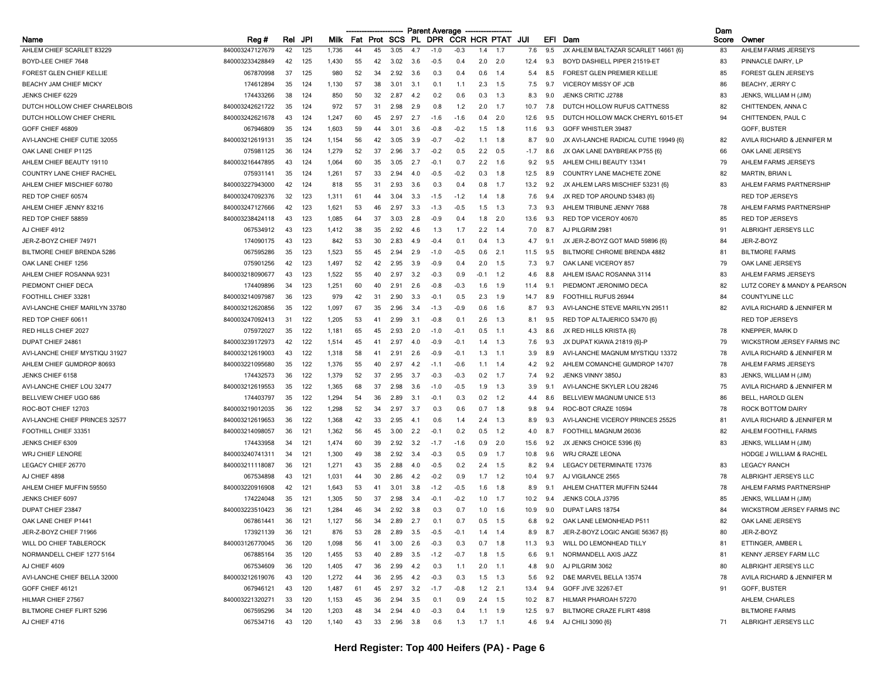| Name | Reg # | Rel | JPI | Milk | Fat | Prot | SCS | PL | DPR | CCR | HCR | PTAT | JUI | EFI | Dam | Dam Score | Owner |
|---|---|---|---|---|---|---|---|---|---|---|---|---|---|---|---|---|---|
| | | | | Parent Average | | | | | | | | | | | | | |
| AHLEM CHIEF SCARLET 83229 | 840003247127679 | 42 | 125 | 1,736 | 44 | 45 | 3.05 | 4.7 | -1.0 | -0.3 | 1.4 | 1.7 | 7.6 | 9.5 | JX AHLEM BALTAZAR SCARLET 14661 {6} | 83 | AHLEM FARMS JERSEYS |
| BOYD-LEE CHIEF 7648 | 840003233428849 | 42 | 125 | 1,430 | 55 | 42 | 3.02 | 3.6 | -0.5 | 0.4 | 2.0 | 2.0 | 12.4 | 9.3 | BOYD DASHIELL PIPER 21519-ET | 83 | PINNACLE DAIRY, LP |
| FOREST GLEN CHIEF KELLIE | 067870998 | 37 | 125 | 980 | 52 | 34 | 2.92 | 3.6 | 0.3 | 0.4 | 0.6 | 1.4 | 5.4 | 8.5 | FOREST GLEN PREMIER KELLIE | 85 | FOREST GLEN JERSEYS |
| BEACHY JAM CHIEF MICKY | 174612894 | 35 | 124 | 1,130 | 57 | 38 | 3.01 | 3.1 | 0.1 | 1.1 | 2.3 | 1.5 | 7.5 | 9.7 | VICEROY MISSY OF JCB | 86 | BEACHY, JERRY C |
| JENKS CHIEF 6229 | 174433266 | 38 | 124 | 850 | 50 | 32 | 2.87 | 4.2 | 0.2 | 0.6 | 0.3 | 1.3 | 8.3 | 9.0 | JENKS CRITIC J2788 | 83 | JENKS, WILLIAM H (JIM) |
| DUTCH HOLLOW CHIEF CHARELBOIS | 840003242621722 | 35 | 124 | 972 | 57 | 31 | 2.98 | 2.9 | 0.8 | 1.2 | 2.0 | 1.7 | 10.7 | 7.8 | DUTCH HOLLOW RUFUS CATTNESS | 82 | CHITTENDEN, ANNA C |
| DUTCH HOLLOW CHIEF CHERIL | 840003242621678 | 43 | 124 | 1,247 | 60 | 45 | 2.97 | 2.7 | -1.6 | -1.6 | 0.4 | 2.0 | 12.6 | 9.5 | DUTCH HOLLOW MACK CHERYL 6015-ET | 94 | CHITTENDEN, PAUL C |
| GOFF CHIEF 46809 | 067946809 | 35 | 124 | 1,603 | 59 | 44 | 3.01 | 3.6 | -0.8 | -0.2 | 1.5 | 1.8 | 11.6 | 9.3 | GOFF WHISTLER 39487 | | GOFF, BUSTER |
| AVI-LANCHE CHIEF CUTIE 32055 | 840003212619131 | 35 | 124 | 1,154 | 56 | 42 | 3.05 | 3.9 | -0.7 | -0.2 | 1.1 | 1.8 | 8.7 | 9.0 | JX AVI-LANCHE RADICAL CUTIE 19949 {6} | 82 | AVILA RICHARD & JENNIFER M |
| OAK LANE CHIEF P1125 | 075981125 | 36 | 124 | 1,279 | 52 | 37 | 2.96 | 3.7 | -0.2 | 0.5 | 2.2 | 0.5 | -1.7 | 8.6 | JX OAK LANE DAYBREAK P755 {6} | 66 | OAK LANE JERSEYS |
| AHLEM CHIEF BEAUTY 19110 | 840003216447895 | 43 | 124 | 1,064 | 60 | 35 | 3.05 | 2.7 | -0.1 | 0.7 | 2.2 | 1.6 | 9.2 | 9.5 | AHLEM CHILI BEAUTY 13341 | 79 | AHLEM FARMS JERSEYS |
| COUNTRY LANE CHIEF RACHEL | 075931141 | 35 | 124 | 1,261 | 57 | 33 | 2.94 | 4.0 | -0.5 | -0.2 | 0.3 | 1.8 | 12.5 | 8.9 | COUNTRY LANE MACHETE ZONE | 82 | MARTIN, BRIAN L |
| AHLEM CHIEF MISCHIEF 60780 | 840003227943000 | 42 | 124 | 818 | 55 | 31 | 2.93 | 3.6 | 0.3 | 0.4 | 0.8 | 1.7 | 13.2 | 9.2 | JX AHLEM LARS MISCHIEF 53231 {6} | 83 | AHLEM FARMS PARTNERSHIP |
| RED TOP CHIEF 60574 | 840003247092376 | 32 | 123 | 1,311 | 61 | 44 | 3.04 | 3.3 | -1.5 | -1.2 | 1.4 | 1.8 | 7.6 | 9.4 | JX RED TOP AROUND 53483 {6} | | RED TOP JERSEYS |
| AHLEM CHIEF JENNY 83216 | 840003247127666 | 42 | 123 | 1,621 | 53 | 46 | 2.97 | 3.3 | -1.3 | -0.5 | 1.5 | 1.3 | 7.3 | 9.3 | AHLEM TRIBUNE JENNY 7688 | 78 | AHLEM FARMS PARTNERSHIP |
| RED TOP CHIEF 58859 | 840003238424118 | 43 | 123 | 1,085 | 64 | 37 | 3.03 | 2.8 | -0.9 | 0.4 | 1.8 | 2.0 | 13.6 | 9.3 | RED TOP VICEROY 40670 | 85 | RED TOP JERSEYS |
| AJ CHIEF 4912 | 067534912 | 43 | 123 | 1,412 | 38 | 35 | 2.92 | 4.6 | 1.3 | 1.7 | 2.2 | 1.4 | 7.0 | 8.7 | AJ PILGRIM 2981 | 91 | ALBRIGHT JERSEYS LLC |
| JER-Z-BOYZ CHIEF 74971 | 174090175 | 43 | 123 | 842 | 53 | 30 | 2.83 | 4.9 | -0.4 | 0.1 | 0.4 | 1.3 | 4.7 | 9.1 | JX JER-Z-BOYZ GOT MAID 59896 {6} | 84 | JER-Z-BOYZ |
| BILTMORE CHIEF BRENDA 5286 | 067595286 | 35 | 123 | 1,523 | 55 | 45 | 2.94 | 2.9 | -1.0 | -0.5 | 0.6 | 2.1 | 11.5 | 9.5 | BILTMORE CHROME BRENDA 4882 | 81 | BILTMORE FARMS |
| OAK LANE CHIEF 1256 | 075901256 | 42 | 123 | 1,497 | 52 | 42 | 2.95 | 3.9 | -0.9 | 0.4 | 2.0 | 1.5 | 7.3 | 9.7 | OAK LANE VICEROY 857 | 79 | OAK LANE JERSEYS |
| AHLEM CHIEF ROSANNA 9231 | 840003218090677 | 43 | 123 | 1,522 | 55 | 40 | 2.97 | 3.2 | -0.3 | 0.9 | -0.1 | 1.2 | 4.6 | 8.8 | AHLEM ISAAC ROSANNA 3114 | 83 | AHLEM FARMS JERSEYS |
| PIEDMONT CHIEF DECA | 174409896 | 34 | 123 | 1,251 | 60 | 40 | 2.91 | 2.6 | -0.8 | -0.3 | 1.6 | 1.9 | 11.4 | 9.1 | PIEDMONT JERONIMO DECA | 82 | LUTZ COREY & MANDY & PEARSON |
| FOOTHILL CHIEF 33281 | 840003214097987 | 36 | 123 | 979 | 42 | 31 | 2.90 | 3.3 | -0.1 | 0.5 | 2.3 | 1.9 | 14.7 | 8.9 | FOOTHILL RUFUS 26944 | 84 | COUNTYLINE LLC |
| AVI-LANCHE CHIEF MARILYN 33780 | 840003212620856 | 35 | 122 | 1,097 | 67 | 35 | 2.96 | 3.4 | -1.3 | -0.9 | 0.6 | 1.6 | 8.7 | 9.3 | AVI-LANCHE STEVE MARILYN 29511 | 82 | AVILA RICHARD & JENNIFER M |
| RED TOP CHIEF 60611 | 840003247092413 | 31 | 122 | 1,205 | 53 | 41 | 2.99 | 3.1 | -0.8 | 0.1 | 2.6 | 1.3 | 8.1 | 9.5 | RED TOP ALTAJERICO 53470 {6} | | RED TOP JERSEYS |
| RED HILLS CHIEF 2027 | 075972027 | 35 | 122 | 1,181 | 65 | 45 | 2.93 | 2.0 | -1.0 | -0.1 | 0.5 | 1.1 | 4.3 | 8.6 | JX RED HILLS KRISTA {6} | 78 | KNEPPER, MARK D |
| DUPAT CHIEF 24861 | 840003239172973 | 42 | 122 | 1,514 | 45 | 41 | 2.97 | 4.0 | -0.9 | -0.1 | 1.4 | 1.3 | 7.6 | 9.3 | JX DUPAT KIAWA 21819 {6}-P | 79 | WICKSTROM JERSEY FARMS INC |
| AVI-LANCHE CHIEF MYSTIQU 31927 | 840003212619003 | 43 | 122 | 1,318 | 58 | 41 | 2.91 | 2.6 | -0.9 | -0.1 | 1.3 | 1.1 | 3.9 | 8.9 | AVI-LANCHE MAGNUM MYSTIQU 13372 | 78 | AVILA RICHARD & JENNIFER M |
| AHLEM CHIEF GUMDROP 80693 | 840003221095680 | 35 | 122 | 1,376 | 55 | 40 | 2.97 | 4.2 | -1.1 | -0.6 | 1.1 | 1.4 | 4.2 | 9.2 | AHLEM COMANCHE GUMDROP 14707 | 78 | AHLEM FARMS JERSEYS |
| JENKS CHIEF 6158 | 174432573 | 36 | 122 | 1,379 | 52 | 37 | 2.95 | 3.7 | -0.3 | -0.3 | 0.2 | 1.7 | 7.4 | 9.2 | JENKS VINNY 3850J | 83 | JENKS, WILLIAM H (JIM) |
| AVI-LANCHE CHIEF LOU 32477 | 840003212619553 | 35 | 122 | 1,365 | 68 | 37 | 2.98 | 3.6 | -1.0 | -0.5 | 1.9 | 1.3 | 3.9 | 9.1 | AVI-LANCHE SKYLER LOU 28246 | 75 | AVILA RICHARD & JENNIFER M |
| BELLVIEW CHIEF UGO 686 | 174403797 | 35 | 122 | 1,294 | 54 | 36 | 2.89 | 3.1 | -0.1 | 0.3 | 0.2 | 1.2 | 4.4 | 8.6 | BELLVIEW MAGNUM UNICE 513 | 86 | BELL, HAROLD GLEN |
| ROC-BOT CHIEF 12703 | 840003219012035 | 36 | 122 | 1,298 | 52 | 34 | 2.97 | 3.7 | 0.3 | 0.6 | 0.7 | 1.8 | 9.8 | 9.4 | ROC-BOT CRAZE 10594 | 78 | ROCK BOTTOM DAIRY |
| AVI-LANCHE CHIEF PRINCES 32577 | 840003212619653 | 36 | 122 | 1,368 | 42 | 33 | 2.95 | 4.1 | 0.6 | 1.4 | 2.4 | 1.3 | 8.9 | 9.3 | AVI-LANCHE VICEROY PRINCES 25525 | 81 | AVILA RICHARD & JENNIFER M |
| FOOTHILL CHIEF 33351 | 840003214098057 | 36 | 121 | 1,362 | 56 | 45 | 3.00 | 2.2 | -0.1 | 0.2 | 0.5 | 1.2 | 4.0 | 8.7 | FOOTHILL MAGNUM 26036 | 82 | AHLEM FOOTHILL FARMS |
| JENKS CHIEF 6309 | 174433958 | 34 | 121 | 1,474 | 60 | 39 | 2.92 | 3.2 | -1.7 | -1.6 | 0.9 | 2.0 | 15.6 | 9.2 | JX JENKS CHOICE 5396 {6} | 83 | JENKS, WILLIAM H (JIM) |
| WRJ CHIEF LENORE | 840003240741311 | 34 | 121 | 1,300 | 49 | 38 | 2.92 | 3.4 | -0.3 | 0.5 | 0.9 | 1.7 | 10.8 | 9.6 | WRJ CRAZE LEONA | | HODGE J WILLIAM & RACHEL |
| LEGACY CHIEF 26770 | 840003211118087 | 36 | 121 | 1,271 | 43 | 35 | 2.88 | 4.0 | -0.5 | 0.2 | 2.4 | 1.5 | 8.2 | 9.4 | LEGACY DETERMINATE 17376 | 83 | LEGACY RANCH |
| AJ CHIEF 4898 | 067534898 | 43 | 121 | 1,031 | 44 | 30 | 2.86 | 4.2 | -0.2 | 0.9 | 1.7 | 1.2 | 10.4 | 9.7 | AJ VIGILANCE 2565 | 78 | ALBRIGHT JERSEYS LLC |
| AHLEM CHIEF MUFFIN 59550 | 840003220916908 | 42 | 121 | 1,643 | 53 | 41 | 3.01 | 3.8 | -1.2 | -0.5 | 1.6 | 1.8 | 8.9 | 9.1 | AHLEM CHATTER MUFFIN 52444 | 78 | AHLEM FARMS PARTNERSHIP |
| JENKS CHIEF 6097 | 174224048 | 35 | 121 | 1,305 | 50 | 37 | 2.98 | 3.4 | -0.1 | -0.2 | 1.0 | 1.7 | 10.2 | 9.4 | JENKS COLA J3795 | 85 | JENKS, WILLIAM H (JIM) |
| DUPAT CHIEF 23847 | 840003223510423 | 36 | 121 | 1,284 | 46 | 34 | 2.92 | 3.8 | 0.3 | 0.7 | 1.0 | 1.6 | 10.9 | 9.0 | DUPAT LARS 18754 | 84 | WICKSTROM JERSEY FARMS INC |
| OAK LANE CHIEF P1441 | 067861441 | 36 | 121 | 1,127 | 56 | 34 | 2.89 | 2.7 | 0.1 | 0.7 | 0.5 | 1.5 | 6.8 | 9.2 | OAK LANE LEMONHEAD P511 | 82 | OAK LANE JERSEYS |
| JER-Z-BOYZ CHIEF 71966 | 173921139 | 36 | 121 | 876 | 53 | 28 | 2.89 | 3.5 | -0.5 | -0.1 | 1.4 | 1.4 | 8.9 | 8.7 | JER-Z-BOYZ LOGIC ANGIE 56367 {6} | 80 | JER-Z-BOYZ |
| WILL DO CHIEF TABLEROCK | 840003126770045 | 36 | 120 | 1,098 | 56 | 41 | 3.00 | 2.6 | -0.3 | 0.3 | 0.7 | 1.8 | 11.3 | 9.3 | WILL DO LEMONHEAD TILLY | 81 | ETTINGER, AMBER L |
| NORMANDELL CHEIF 1277 5164 | 067885164 | 35 | 120 | 1,455 | 53 | 40 | 2.89 | 3.5 | -1.2 | -0.7 | 1.8 | 1.5 | 6.6 | 9.1 | NORMANDELL AXIS JAZZ | 81 | KENNY JERSEY FARM LLC |
| AJ CHIEF 4609 | 067534609 | 36 | 120 | 1,405 | 47 | 36 | 2.99 | 4.2 | 0.3 | 1.1 | 2.0 | 1.1 | 4.8 | 9.0 | AJ PILGRIM 3062 | 80 | ALBRIGHT JERSEYS LLC |
| AVI-LANCHE CHIEF BELLA 32000 | 840003212619076 | 43 | 120 | 1,272 | 44 | 36 | 2.95 | 4.2 | -0.3 | 0.3 | 1.5 | 1.3 | 5.6 | 9.2 | D&E MARVEL BELLA 13574 | 78 | AVILA RICHARD & JENNIFER M |
| GOFF CHIEF 46121 | 067946121 | 43 | 120 | 1,487 | 61 | 45 | 2.97 | 3.2 | -1.7 | -0.8 | 1.2 | 2.1 | 13.4 | 9.4 | GOFF JIVE 32267-ET | 91 | GOFF, BUSTER |
| HILMAR CHIEF 27567 | 840003221320271 | 33 | 120 | 1,153 | 45 | 36 | 2.94 | 3.5 | 0.1 | 0.9 | 2.4 | 1.5 | 10.2 | 8.7 | HILMAR PHAROAH 57270 | | AHLEM, CHARLES |
| BILTMORE CHIEF FLIRT 5296 | 067595296 | 34 | 120 | 1,203 | 48 | 34 | 2.94 | 4.0 | -0.3 | 0.4 | 1.1 | 1.9 | 12.5 | 9.7 | BILTMORE CRAZE FLIRT 4898 | | BILTMORE FARMS |
| AJ CHIEF 4716 | 067534716 | 43 | 120 | 1,140 | 43 | 33 | 2.96 | 3.8 | 0.6 | 1.3 | 1.7 | 1.1 | 4.6 | 9.4 | AJ CHILI 3090 {6} | 71 | ALBRIGHT JERSEYS LLC |

**Herd Register: Top 400 Heifers (PA) - Page 6**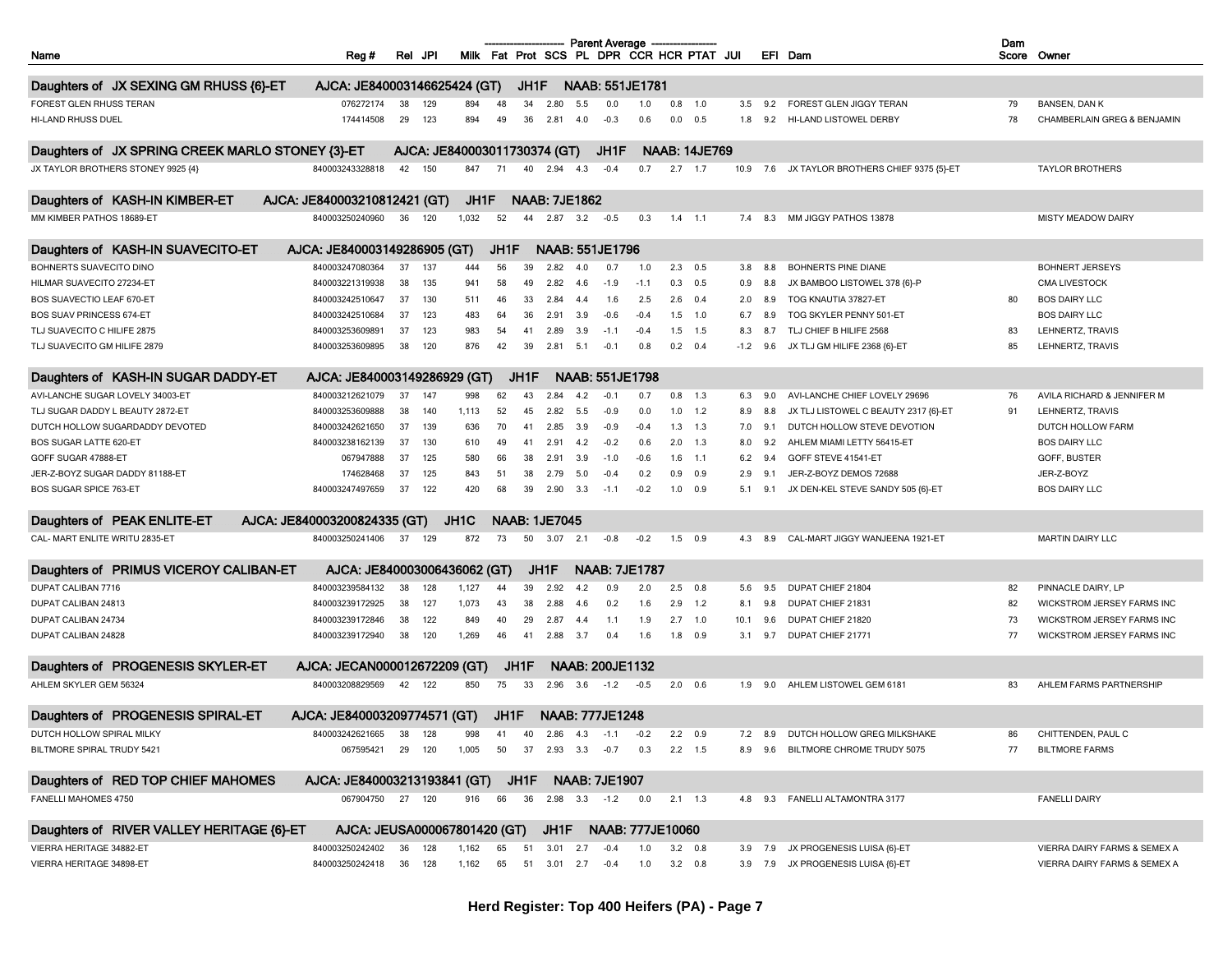| Name | Reg # | Rel | JPI | Milk | Fat | Prot | SCS | PL | DPR | CCR | HCR | PTAT | JUI | EFI | Dam | Dam Score | Owner |
|---|---|---|---|---|---|---|---|---|---|---|---|---|---|---|---|---|---|
| | | | | Parent Average | | | | | | | | | | | | | |
| **Daughters of JX SEXING GM RHUSS {6}-ET** | **AJCA: JE840003146625424 (GT)** | | | **JH1F** | | | **NAAB: 551JE1781** | | | | | | | | | | |
| FOREST GLEN RHUSS TERAN | 076272174 | 38 | 129 | 894 | 48 | 34 | 2.80 | 5.5 | 0.0 | 1.0 | 0.8 | 1.0 | | 3.5 | 9.2 | FOREST GLEN JIGGY TERAN | 79 | BANSEN, DAN K |
| HI-LAND RHUSS DUEL | 174414508 | 29 | 123 | 894 | 49 | 36 | 2.81 | 4.0 | -0.3 | 0.6 | 0.0 | 0.5 | | 1.8 | 9.2 | HI-LAND LISTOWEL DERBY | 78 | CHAMBERLAIN GREG & BENJAMIN |
| **Daughters of JX SPRING CREEK MARLO STONEY {3}-ET** | **AJCA: JE840003011730374 (GT)** | | | **JH1F** | | | **NAAB: 14JE769** | | | | | | | | | | |
| JX TAYLOR BROTHERS STONEY 9925 {4} | 840003243328818 | 42 | 150 | 847 | 71 | 40 | 2.94 | 4.3 | -0.4 | 0.7 | 2.7 | 1.7 | | 10.9 | 7.6 | JX TAYLOR BROTHERS CHIEF 9375 {5}-ET | | TAYLOR BROTHERS |
| **Daughters of KASH-IN KIMBER-ET** | **AJCA: JE840003210812421 (GT)** | | | **JH1F** | | | **NAAB: 7JE1862** | | | | | | | | | | |
| MM KIMBER PATHOS 18689-ET | 840003250240960 | 36 | 120 | 1,032 | 52 | 44 | 2.87 | 3.2 | -0.5 | 0.3 | 1.4 | 1.1 | | 7.4 | 8.3 | MM JIGGY PATHOS 13878 | | MISTY MEADOW DAIRY |
| **Daughters of KASH-IN SUAVECITO-ET** | **AJCA: JE840003149286905 (GT)** | | | **JH1F** | | | **NAAB: 551JE1796** | | | | | | | | | | |
| BOHNERTS SUAVECITO DINO | 840003247080364 | 37 | 137 | 444 | 56 | 39 | 2.82 | 4.0 | 0.7 | 1.0 | 2.3 | 0.5 | | 3.8 | 8.8 | BOHNERTS PINE DIANE | | BOHNERT JERSEYS |
| HILMAR SUAVECITO 27234-ET | 840003221319938 | 38 | 135 | 941 | 58 | 49 | 2.82 | 4.6 | -1.9 | -1.1 | 0.3 | 0.5 | | 0.9 | 8.8 | JX BAMBOO LISTOWEL 378 {6}-P | | CMA LIVESTOCK |
| BOS SUAVECTIO LEAF 670-ET | 840003242510647 | 37 | 130 | 511 | 46 | 33 | 2.84 | 4.4 | 1.6 | 2.5 | 2.6 | 0.4 | | 2.0 | 8.9 | TOG KNAUTIA 37827-ET | 80 | BOS DAIRY LLC |
| BOS SUAV PRINCESS 674-ET | 840003242510684 | 37 | 123 | 483 | 64 | 36 | 2.91 | 3.9 | -0.6 | -0.4 | 1.5 | 1.0 | | 6.7 | 8.9 | TOG SKYLER PENNY 501-ET | | BOS DAIRY LLC |
| TLJ SUAVECITO C HILIFE 2875 | 840003253609891 | 37 | 123 | 983 | 54 | 41 | 2.89 | 3.9 | -1.1 | -0.4 | 1.5 | 1.5 | | 8.3 | 8.7 | TLJ CHIEF B HILIFE 2568 | 83 | LEHNERTZ, TRAVIS |
| TLJ SUAVECITO GM HILIFE 2879 | 840003253609895 | 38 | 120 | 876 | 42 | 39 | 2.81 | 5.1 | -0.1 | 0.8 | 0.2 | 0.4 | | -1.2 | 9.6 | JX TLJ GM HILIFE 2368 {6}-ET | 85 | LEHNERTZ, TRAVIS |
| **Daughters of KASH-IN SUGAR DADDY-ET** | **AJCA: JE840003149286929 (GT)** | | | **JH1F** | | | **NAAB: 551JE1798** | | | | | | | | | | |
| AVI-LANCHE SUGAR LOVELY 34003-ET | 840003212621079 | 37 | 147 | 998 | 62 | 43 | 2.84 | 4.2 | -0.1 | 0.7 | 0.8 | 1.3 | | 6.3 | 9.0 | AVI-LANCHE CHIEF LOVELY 29696 | 76 | AVILA RICHARD & JENNIFER M |
| TLJ SUGAR DADDY L BEAUTY 2872-ET | 840003253609888 | 38 | 140 | 1,113 | 52 | 45 | 2.82 | 5.5 | -0.9 | 0.0 | 1.0 | 1.2 | | 8.9 | 8.8 | JX TLJ LISTOWEL C BEAUTY 2317 {6}-ET | 91 | LEHNERTZ, TRAVIS |
| DUTCH HOLLOW SUGARDADDY DEVOTED | 840003242621650 | 37 | 139 | 636 | 70 | 41 | 2.85 | 3.9 | -0.9 | -0.4 | 1.3 | 1.3 | | 7.0 | 9.1 | DUTCH HOLLOW STEVE DEVOTION | | DUTCH HOLLOW FARM |
| BOS SUGAR LATTE 620-ET | 840003238162139 | 37 | 130 | 610 | 49 | 41 | 2.91 | 4.2 | -0.2 | 0.6 | 2.0 | 1.3 | | 8.0 | 9.2 | AHLEM MIAMI LETTY 56415-ET | | BOS DAIRY LLC |
| GOFF SUGAR 47888-ET | 067947888 | 37 | 125 | 580 | 66 | 38 | 2.91 | 3.9 | -1.0 | -0.6 | 1.6 | 1.1 | | 6.2 | 9.4 | GOFF STEVE 41541-ET | | GOFF, BUSTER |
| JER-Z-BOYZ SUGAR DADDY 81188-ET | 174628468 | 37 | 125 | 843 | 51 | 38 | 2.79 | 5.0 | -0.4 | 0.2 | 0.9 | 0.9 | | 2.9 | 9.1 | JER-Z-BOYZ DEMOS 72688 | | JER-Z-BOYZ |
| BOS SUGAR SPICE 763-ET | 840003247497659 | 37 | 122 | 420 | 68 | 39 | 2.90 | 3.3 | -1.1 | -0.2 | 1.0 | 0.9 | | 5.1 | 9.1 | JX DEN-KEL STEVE SANDY 505 {6}-ET | | BOS DAIRY LLC |
| **Daughters of PEAK ENLITE-ET** | **AJCA: JE840003200824335 (GT)** | | | **JH1C** | | | **NAAB: 1JE7045** | | | | | | | | | | |
| CAL- MART ENLITE WRITU 2835-ET | 840003250241406 | 37 | 129 | 872 | 73 | 50 | 3.07 | 2.1 | -0.8 | -0.2 | 1.5 | 0.9 | | 4.3 | 8.9 | CAL-MART JIGGY WANJEENA 1921-ET | | MARTIN DAIRY LLC |
| **Daughters of PRIMUS VICEROY CALIBAN-ET** | **AJCA: JE840003006436062 (GT)** | | | **JH1F** | | | **NAAB: 7JE1787** | | | | | | | | | | |
| DUPAT CALIBAN 7716 | 840003239584132 | 38 | 128 | 1,127 | 44 | 39 | 2.92 | 4.2 | 0.9 | 2.0 | 2.5 | 0.8 | | 5.6 | 9.5 | DUPAT CHIEF 21804 | 82 | PINNACLE DAIRY, LP |
| DUPAT CALIBAN 24813 | 840003239172925 | 38 | 127 | 1,073 | 43 | 38 | 2.88 | 4.6 | 0.2 | 1.6 | 2.9 | 1.2 | | 8.1 | 9.8 | DUPAT CHIEF 21831 | 82 | WICKSTROM JERSEY FARMS INC |
| DUPAT CALIBAN 24734 | 840003239172846 | 38 | 122 | 849 | 40 | 29 | 2.87 | 4.4 | 1.1 | 1.9 | 2.7 | 1.0 | | 10.1 | 9.6 | DUPAT CHIEF 21820 | 73 | WICKSTROM JERSEY FARMS INC |
| DUPAT CALIBAN 24828 | 840003239172940 | 38 | 120 | 1,269 | 46 | 41 | 2.88 | 3.7 | 0.4 | 1.6 | 1.8 | 0.9 | | 3.1 | 9.7 | DUPAT CHIEF 21771 | 77 | WICKSTROM JERSEY FARMS INC |
| **Daughters of PROGENESIS SKYLER-ET** | **AJCA: JECAN000012672209 (GT)** | | | **JH1F** | | | **NAAB: 200JE1132** | | | | | | | | | | |
| AHLEM SKYLER GEM 56324 | 840003208829569 | 42 | 122 | 850 | 75 | 33 | 2.96 | 3.6 | -1.2 | -0.5 | 2.0 | 0.6 | | 1.9 | 9.0 | AHLEM LISTOWEL GEM 6181 | 83 | AHLEM FARMS PARTNERSHIP |
| **Daughters of PROGENESIS SPIRAL-ET** | **AJCA: JE840003209774571 (GT)** | | | **JH1F** | | | **NAAB: 777JE1248** | | | | | | | | | | |
| DUTCH HOLLOW SPIRAL MILKY | 840003242621665 | 38 | 128 | 998 | 41 | 40 | 2.86 | 4.3 | -1.1 | -0.2 | 2.2 | 0.9 | | 7.2 | 8.9 | DUTCH HOLLOW GREG MILKSHAKE | 86 | CHITTENDEN, PAUL C |
| BILTMORE SPIRAL TRUDY 5421 | 067595421 | 29 | 120 | 1,005 | 50 | 37 | 2.93 | 3.3 | -0.7 | 0.3 | 2.2 | 1.5 | | 8.9 | 9.6 | BILTMORE CHROME TRUDY 5075 | 77 | BILTMORE FARMS |
| **Daughters of RED TOP CHIEF MAHOMES** | **AJCA: JE840003213193841 (GT)** | | | **JH1F** | | | **NAAB: 7JE1907** | | | | | | | | | | |
| FANELLI MAHOMES 4750 | 067904750 | 27 | 120 | 916 | 66 | 36 | 2.98 | 3.3 | -1.2 | 0.0 | 2.1 | 1.3 | | 4.8 | 9.3 | FANELLI ALTAMONTRA 3177 | | FANELLI DAIRY |
| **Daughters of RIVER VALLEY HERITAGE {6}-ET** | **AJCA: JEUSA000067801420 (GT)** | | | **JH1F** | | | **NAAB: 777JE10060** | | | | | | | | | | |
| VIERRA HERITAGE 34882-ET | 840003250242402 | 36 | 128 | 1,162 | 65 | 51 | 3.01 | 2.7 | -0.4 | 1.0 | 3.2 | 0.8 | | 3.9 | 7.9 | JX PROGENESIS LUISA {6}-ET | | VIERRA DAIRY FARMS & SEMEX A |
| VIERRA HERITAGE 34898-ET | 840003250242418 | 36 | 128 | 1,162 | 65 | 51 | 3.01 | 2.7 | -0.4 | 1.0 | 3.2 | 0.8 | | 3.9 | 7.9 | JX PROGENESIS LUISA {6}-ET | | VIERRA DAIRY FARMS & SEMEX A |

**Herd Register: Top 400 Heifers (PA) - Page 7**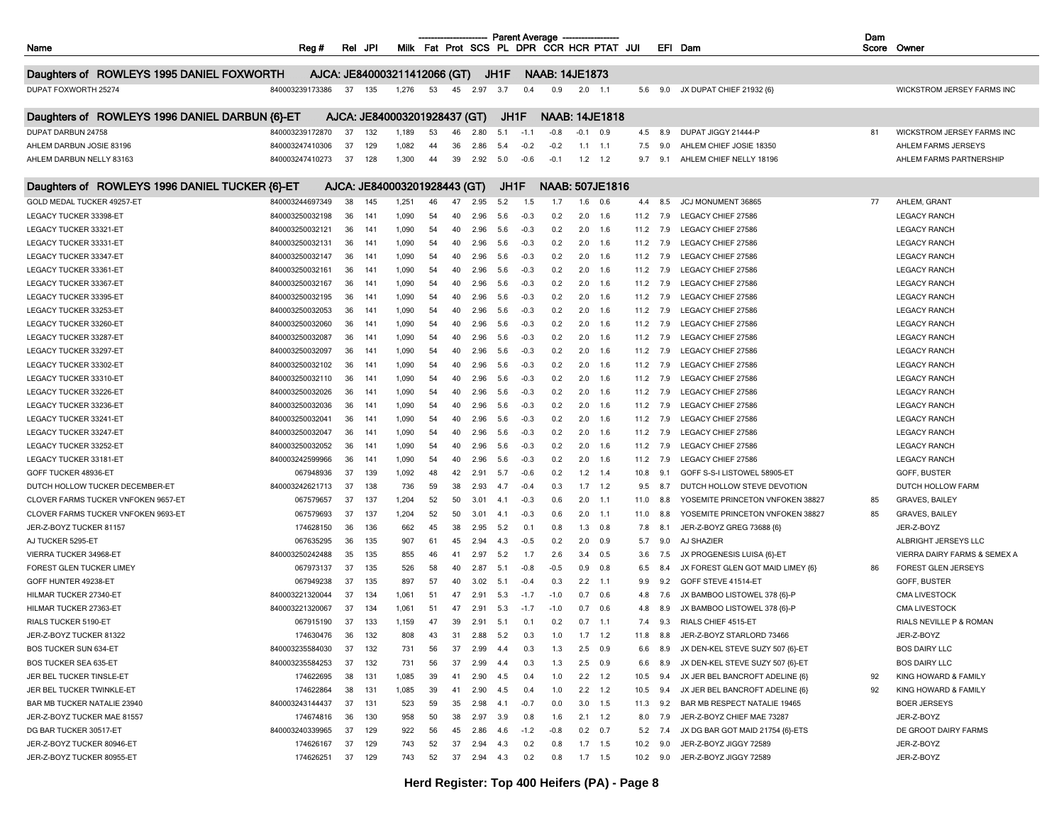| Name | Reg # | Rel | JPI | Milk | Fat | Prot | SCS | PL | DPR | CCR | HCR | PTAT | JUI | EFI | Dam | Dam Score | Owner |
|---|---|---|---|---|---|---|---|---|---|---|---|---|---|---|---|---|---|
| | | | | Parent Average | | | | | | | | | | | | | |
| **Daughters of ROWLEYS 1995 DANIEL FOXWORTH** | **AJCA: JE840003211412066 (GT)** | | | **JH1F** | | | | | **NAAB: 14JE1873** | | | | | | | | |
| DUPAT FOXWORTH 25274 | 840003239173386 | 37 | 135 | 1,276 | 53 | 45 | 2.97 | 3.7 | 0.4 | 0.9 | 2.0 | 1.1 | 5.6 | 9.0 | JX DUPAT CHIEF 21932 {6} | | WICKSTROM JERSEY FARMS INC |
| **Daughters of ROWLEYS 1996 DANIEL DARBUN {6}-ET** | **AJCA: JE840003201928437 (GT)** | | | **JH1F** | | | | | **NAAB: 14JE1818** | | | | | | | | |
| DUPAT DARBUN 24758 | 840003239172870 | 37 | 132 | 1,189 | 53 | 46 | 2.80 | 5.1 | -1.1 | -0.8 | -0.1 | 0.9 | 4.5 | 8.9 | DUPAT JIGGY 21444-P | 81 | WICKSTROM JERSEY FARMS INC |
| AHLEM DARBUN JOSIE 83196 | 840003247410306 | 37 | 129 | 1,082 | 44 | 36 | 2.86 | 5.4 | -0.2 | -0.2 | 1.1 | 1.1 | 7.5 | 9.0 | AHLEM CHIEF JOSIE 18350 | | AHLEM FARMS JERSEYS |
| AHLEM DARBUN NELLY 83163 | 840003247410273 | 37 | 128 | 1,300 | 44 | 39 | 2.92 | 5.0 | -0.6 | -0.1 | 1.2 | 1.2 | 9.7 | 9.1 | AHLEM CHIEF NELLY 18196 | | AHLEM FARMS PARTNERSHIP |
| **Daughters of ROWLEYS 1996 DANIEL TUCKER {6}-ET** | **AJCA: JE840003201928443 (GT)** | | | **JH1F** | | | | | **NAAB: 507JE1816** | | | | | | | | |
| GOLD MEDAL TUCKER 49257-ET | 840003244697349 | 38 | 145 | 1,251 | 46 | 47 | 2.95 | 5.2 | 1.5 | 1.7 | 1.6 | 0.6 | 4.4 | 8.5 | JCJ MONUMENT 36865 | 77 | AHLEM, GRANT |
| LEGACY TUCKER 33398-ET | 840003250032198 | 36 | 141 | 1,090 | 54 | 40 | 2.96 | 5.6 | -0.3 | 0.2 | 2.0 | 1.6 | 11.2 | 7.9 | LEGACY CHIEF 27586 | | LEGACY RANCH |
| LEGACY TUCKER 33321-ET | 840003250032121 | 36 | 141 | 1,090 | 54 | 40 | 2.96 | 5.6 | -0.3 | 0.2 | 2.0 | 1.6 | 11.2 | 7.9 | LEGACY CHIEF 27586 | | LEGACY RANCH |
| LEGACY TUCKER 33331-ET | 840003250032131 | 36 | 141 | 1,090 | 54 | 40 | 2.96 | 5.6 | -0.3 | 0.2 | 2.0 | 1.6 | 11.2 | 7.9 | LEGACY CHIEF 27586 | | LEGACY RANCH |
| LEGACY TUCKER 33347-ET | 840003250032147 | 36 | 141 | 1,090 | 54 | 40 | 2.96 | 5.6 | -0.3 | 0.2 | 2.0 | 1.6 | 11.2 | 7.9 | LEGACY CHIEF 27586 | | LEGACY RANCH |
| LEGACY TUCKER 33361-ET | 840003250032161 | 36 | 141 | 1,090 | 54 | 40 | 2.96 | 5.6 | -0.3 | 0.2 | 2.0 | 1.6 | 11.2 | 7.9 | LEGACY CHIEF 27586 | | LEGACY RANCH |
| LEGACY TUCKER 33367-ET | 840003250032167 | 36 | 141 | 1,090 | 54 | 40 | 2.96 | 5.6 | -0.3 | 0.2 | 2.0 | 1.6 | 11.2 | 7.9 | LEGACY CHIEF 27586 | | LEGACY RANCH |
| LEGACY TUCKER 33395-ET | 840003250032195 | 36 | 141 | 1,090 | 54 | 40 | 2.96 | 5.6 | -0.3 | 0.2 | 2.0 | 1.6 | 11.2 | 7.9 | LEGACY CHIEF 27586 | | LEGACY RANCH |
| LEGACY TUCKER 33253-ET | 840003250032053 | 36 | 141 | 1,090 | 54 | 40 | 2.96 | 5.6 | -0.3 | 0.2 | 2.0 | 1.6 | 11.2 | 7.9 | LEGACY CHIEF 27586 | | LEGACY RANCH |
| LEGACY TUCKER 33260-ET | 840003250032060 | 36 | 141 | 1,090 | 54 | 40 | 2.96 | 5.6 | -0.3 | 0.2 | 2.0 | 1.6 | 11.2 | 7.9 | LEGACY CHIEF 27586 | | LEGACY RANCH |
| LEGACY TUCKER 33287-ET | 840003250032087 | 36 | 141 | 1,090 | 54 | 40 | 2.96 | 5.6 | -0.3 | 0.2 | 2.0 | 1.6 | 11.2 | 7.9 | LEGACY CHIEF 27586 | | LEGACY RANCH |
| LEGACY TUCKER 33297-ET | 840003250032097 | 36 | 141 | 1,090 | 54 | 40 | 2.96 | 5.6 | -0.3 | 0.2 | 2.0 | 1.6 | 11.2 | 7.9 | LEGACY CHIEF 27586 | | LEGACY RANCH |
| LEGACY TUCKER 33302-ET | 840003250032102 | 36 | 141 | 1,090 | 54 | 40 | 2.96 | 5.6 | -0.3 | 0.2 | 2.0 | 1.6 | 11.2 | 7.9 | LEGACY CHIEF 27586 | | LEGACY RANCH |
| LEGACY TUCKER 33310-ET | 840003250032110 | 36 | 141 | 1,090 | 54 | 40 | 2.96 | 5.6 | -0.3 | 0.2 | 2.0 | 1.6 | 11.2 | 7.9 | LEGACY CHIEF 27586 | | LEGACY RANCH |
| LEGACY TUCKER 33226-ET | 840003250032026 | 36 | 141 | 1,090 | 54 | 40 | 2.96 | 5.6 | -0.3 | 0.2 | 2.0 | 1.6 | 11.2 | 7.9 | LEGACY CHIEF 27586 | | LEGACY RANCH |
| LEGACY TUCKER 33236-ET | 840003250032036 | 36 | 141 | 1,090 | 54 | 40 | 2.96 | 5.6 | -0.3 | 0.2 | 2.0 | 1.6 | 11.2 | 7.9 | LEGACY CHIEF 27586 | | LEGACY RANCH |
| LEGACY TUCKER 33241-ET | 840003250032041 | 36 | 141 | 1,090 | 54 | 40 | 2.96 | 5.6 | -0.3 | 0.2 | 2.0 | 1.6 | 11.2 | 7.9 | LEGACY CHIEF 27586 | | LEGACY RANCH |
| LEGACY TUCKER 33247-ET | 840003250032047 | 36 | 141 | 1,090 | 54 | 40 | 2.96 | 5.6 | -0.3 | 0.2 | 2.0 | 1.6 | 11.2 | 7.9 | LEGACY CHIEF 27586 | | LEGACY RANCH |
| LEGACY TUCKER 33252-ET | 840003250032052 | 36 | 141 | 1,090 | 54 | 40 | 2.96 | 5.6 | -0.3 | 0.2 | 2.0 | 1.6 | 11.2 | 7.9 | LEGACY CHIEF 27586 | | LEGACY RANCH |
| LEGACY TUCKER 33181-ET | 840003242599966 | 36 | 141 | 1,090 | 54 | 40 | 2.96 | 5.6 | -0.3 | 0.2 | 2.0 | 1.6 | 11.2 | 7.9 | LEGACY CHIEF 27586 | | LEGACY RANCH |
| GOFF TUCKER 48936-ET | 067948936 | 37 | 139 | 1,092 | 48 | 42 | 2.91 | 5.7 | -0.6 | 0.2 | 1.2 | 1.4 | 10.8 | 9.1 | GOFF S-S-I LISTOWEL 58905-ET | | GOFF, BUSTER |
| DUTCH HOLLOW TUCKER DECEMBER-ET | 840003242621713 | 37 | 138 | 736 | 59 | 38 | 2.93 | 4.7 | -0.4 | 0.3 | 1.7 | 1.2 | 9.5 | 8.7 | DUTCH HOLLOW STEVE DEVOTION | | DUTCH HOLLOW FARM |
| CLOVER FARMS TUCKER VNFOKEN 9657-ET | 067579657 | 37 | 137 | 1,204 | 52 | 50 | 3.01 | 4.1 | -0.3 | 0.6 | 2.0 | 1.1 | 11.0 | 8.8 | YOSEMITE PRINCETON VNFOKEN 38827 | 85 | GRAVES, BAILEY |
| CLOVER FARMS TUCKER VNFOKEN 9693-ET | 067579693 | 37 | 137 | 1,204 | 52 | 50 | 3.01 | 4.1 | -0.3 | 0.6 | 2.0 | 1.1 | 11.0 | 8.8 | YOSEMITE PRINCETON VNFOKEN 38827 | 85 | GRAVES, BAILEY |
| JER-Z-BOYZ TUCKER 81157 | 174628150 | 36 | 136 | 662 | 45 | 38 | 2.95 | 5.2 | 0.1 | 0.8 | 1.3 | 0.8 | 7.8 | 8.1 | JER-Z-BOYZ GREG 73688 {6} | | JER-Z-BOYZ |
| AJ TUCKER 5295-ET | 067635295 | 36 | 135 | 907 | 61 | 45 | 2.94 | 4.3 | -0.5 | 0.2 | 2.0 | 0.9 | 5.7 | 9.0 | AJ SHAZIER | | ALBRIGHT JERSEYS LLC |
| VIERRA TUCKER 34968-ET | 840003250242488 | 35 | 135 | 855 | 46 | 41 | 2.97 | 5.2 | 1.7 | 2.6 | 3.4 | 0.5 | 3.6 | 7.5 | JX PROGENESIS LUISA {6}-ET | | VIERRA DAIRY FARMS & SEMEX A |
| FOREST GLEN TUCKER LIMEY | 067973137 | 37 | 135 | 526 | 58 | 40 | 2.87 | 5.1 | -0.8 | -0.5 | 0.9 | 0.8 | 6.5 | 8.4 | JX FOREST GLEN GOT MAID LIMEY {6} | 86 | FOREST GLEN JERSEYS |
| GOFF HUNTER 49238-ET | 067949238 | 37 | 135 | 897 | 57 | 40 | 3.02 | 5.1 | -0.4 | 0.3 | 2.2 | 1.1 | 9.9 | 9.2 | GOFF STEVE 41514-ET | | GOFF, BUSTER |
| HILMAR TUCKER 27340-ET | 840003221320044 | 37 | 134 | 1,061 | 51 | 47 | 2.91 | 5.3 | -1.7 | -1.0 | 0.7 | 0.6 | 4.8 | 7.6 | JX BAMBOO LISTOWEL 378 {6}-P | | CMA LIVESTOCK |
| HILMAR TUCKER 27363-ET | 840003221320067 | 37 | 134 | 1,061 | 51 | 47 | 2.91 | 5.3 | -1.7 | -1.0 | 0.7 | 0.6 | 4.8 | 8.9 | JX BAMBOO LISTOWEL 378 {6}-P | | CMA LIVESTOCK |
| RIALS TUCKER 5190-ET | 067915190 | 37 | 133 | 1,159 | 47 | 39 | 2.91 | 5.1 | 0.1 | 0.2 | 0.7 | 1.1 | 7.4 | 9.3 | RIALS TUCKER 4515-ET | | RIALS NEVILLE P & ROMAN |
| JER-Z-BOYZ TUCKER 81322 | 174630476 | 36 | 132 | 808 | 43 | 31 | 2.88 | 5.2 | 0.3 | 1.0 | 1.7 | 1.2 | 11.8 | 8.8 | JER-Z-BOYZ STARLORD 73466 | | JER-Z-BOYZ |
| BOS TUCKER SUN 634-ET | 840003235584030 | 37 | 132 | 731 | 56 | 37 | 2.99 | 4.4 | 0.3 | 1.3 | 2.5 | 0.9 | 6.6 | 8.9 | JX DEN-KEL STEVE SUZY 507 {6}-ET | | BOS DAIRY LLC |
| BOS TUCKER SEA 635-ET | 840003235584253 | 37 | 132 | 731 | 56 | 37 | 2.99 | 4.4 | 0.3 | 1.3 | 2.5 | 0.9 | 6.6 | 8.9 | JX DEN-KEL STEVE SUZY 507 {6}-ET | | BOS DAIRY LLC |
| JER BEL TUCKER TINSLE-ET | 174622695 | 38 | 131 | 1,085 | 39 | 41 | 2.90 | 4.5 | 0.4 | 1.0 | 2.2 | 1.2 | 10.5 | 9.4 | JX JER BEL BANCROFT ADELINE {6} | 92 | KING HOWARD & FAMILY |
| JER BEL TUCKER TWINKLE-ET | 174622864 | 38 | 131 | 1,085 | 39 | 41 | 2.90 | 4.5 | 0.4 | 1.0 | 2.2 | 1.2 | 10.5 | 9.4 | JX JER BEL BANCROFT ADELINE {6} | 92 | KING HOWARD & FAMILY |
| BAR MB TUCKER NATALIE 23940 | 840003243144437 | 37 | 131 | 523 | 59 | 35 | 2.98 | 4.1 | -0.7 | 0.0 | 3.0 | 1.5 | 11.3 | 9.2 | BAR MB RESPECT NATALIE 19465 | | BOER JERSEYS |
| JER-Z-BOYZ TUCKER MAE 81557 | 174674816 | 36 | 130 | 958 | 50 | 38 | 2.97 | 3.9 | 0.8 | 1.6 | 2.1 | 1.2 | 8.0 | 7.9 | JER-Z-BOYZ CHIEF MAE 73287 | | JER-Z-BOYZ |
| DG BAR TUCKER 30517-ET | 840003240339965 | 37 | 129 | 922 | 56 | 45 | 2.86 | 4.6 | -1.2 | -0.8 | 0.2 | 0.7 | 5.2 | 7.4 | JX DG BAR GOT MAID 21754 {6}-ETS | | DE GROOT DAIRY FARMS |
| JER-Z-BOYZ TUCKER 80946-ET | 174626167 | 37 | 129 | 743 | 52 | 37 | 2.94 | 4.3 | 0.2 | 0.8 | 1.7 | 1.5 | 10.2 | 9.0 | JER-Z-BOYZ JIGGY 72589 | | JER-Z-BOYZ |
| JER-Z-BOYZ TUCKER 80955-ET | 174626251 | 37 | 129 | 743 | 52 | 37 | 2.94 | 4.3 | 0.2 | 0.8 | 1.7 | 1.5 | 10.2 | 9.0 | JER-Z-BOYZ JIGGY 72589 | | JER-Z-BOYZ |

Herd Register: Top 400 Heifers (PA) - Page 8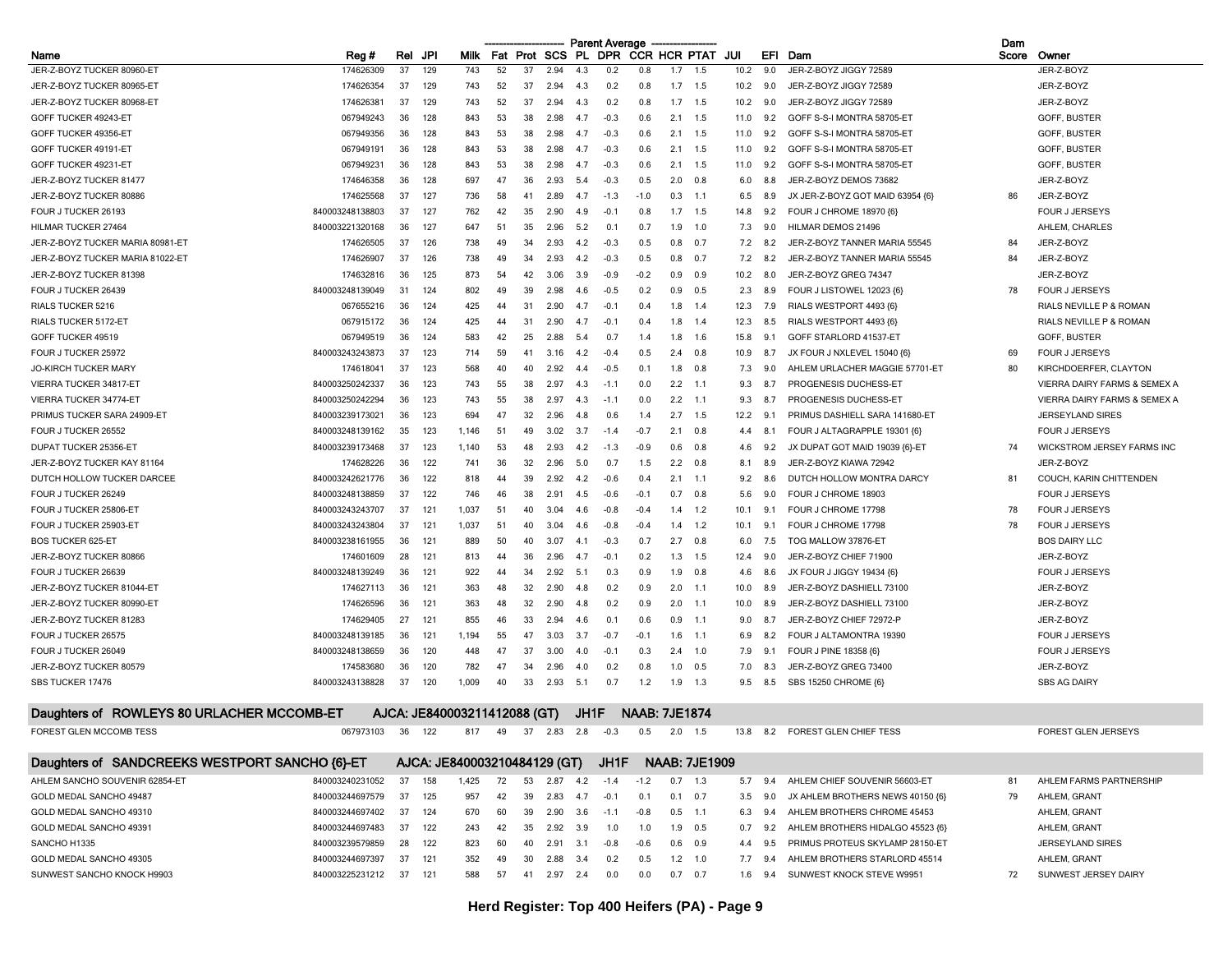| Name | Reg # | Rel | JPI | Milk | Fat | Prot | SCS | PL | DPR | CCR | HCR | PTAT | JUI | EFI | Dam | Dam Score | Owner |
|---|---|---|---|---|---|---|---|---|---|---|---|---|---|---|---|---|---|
| | | | | Parent Average | | | | | | | | | | | | | |
| JER-Z-BOYZ TUCKER 80960-ET | 174626309 | 37 | 129 | 743 | 52 | 37 | 2.94 | 4.3 | 0.2 | 0.8 | 1.7 | 1.5 | 10.2 | 9.0 | JER-Z-BOYZ JIGGY 72589 | | JER-Z-BOYZ |
| JER-Z-BOYZ TUCKER 80965-ET | 174626354 | 37 | 129 | 743 | 52 | 37 | 2.94 | 4.3 | 0.2 | 0.8 | 1.7 | 1.5 | 10.2 | 9.0 | JER-Z-BOYZ JIGGY 72589 | | JER-Z-BOYZ |
| JER-Z-BOYZ TUCKER 80968-ET | 174626381 | 37 | 129 | 743 | 52 | 37 | 2.94 | 4.3 | 0.2 | 0.8 | 1.7 | 1.5 | 10.2 | 9.0 | JER-Z-BOYZ JIGGY 72589 | | JER-Z-BOYZ |
| GOFF TUCKER 49243-ET | 067949243 | 36 | 128 | 843 | 53 | 38 | 2.98 | 4.7 | -0.3 | 0.6 | 2.1 | 1.5 | 11.0 | 9.2 | GOFF S-S-I MONTRA 58705-ET | | GOFF, BUSTER |
| GOFF TUCKER 49356-ET | 067949356 | 36 | 128 | 843 | 53 | 38 | 2.98 | 4.7 | -0.3 | 0.6 | 2.1 | 1.5 | 11.0 | 9.2 | GOFF S-S-I MONTRA 58705-ET | | GOFF, BUSTER |
| GOFF TUCKER 49191-ET | 067949191 | 36 | 128 | 843 | 53 | 38 | 2.98 | 4.7 | -0.3 | 0.6 | 2.1 | 1.5 | 11.0 | 9.2 | GOFF S-S-I MONTRA 58705-ET | | GOFF, BUSTER |
| GOFF TUCKER 49231-ET | 067949231 | 36 | 128 | 843 | 53 | 38 | 2.98 | 4.7 | -0.3 | 0.6 | 2.1 | 1.5 | 11.0 | 9.2 | GOFF S-S-I MONTRA 58705-ET | | GOFF, BUSTER |
| JER-Z-BOYZ TUCKER 81477 | 174646358 | 36 | 128 | 697 | 47 | 36 | 2.93 | 5.4 | -0.3 | 0.5 | 2.0 | 0.8 | 6.0 | 8.8 | JER-Z-BOYZ DEMOS 73682 | | JER-Z-BOYZ |
| JER-Z-BOYZ TUCKER 80886 | 174625568 | 37 | 127 | 736 | 58 | 41 | 2.89 | 4.7 | -1.3 | -1.0 | 0.3 | 1.1 | 6.5 | 8.9 | JX JER-Z-BOYZ GOT MAID 63954 {6} | 86 | JER-Z-BOYZ |
| FOUR J TUCKER 26193 | 840003248138803 | 37 | 127 | 762 | 42 | 35 | 2.90 | 4.9 | -0.1 | 0.8 | 1.7 | 1.5 | 14.8 | 9.2 | FOUR J CHROME 18970 {6} | | FOUR J JERSEYS |
| HILMAR TUCKER 27464 | 840003221320168 | 36 | 127 | 647 | 51 | 35 | 2.96 | 5.2 | 0.1 | 0.7 | 1.9 | 1.0 | 7.3 | 9.0 | HILMAR DEMOS 21496 | | AHLEM, CHARLES |
| JER-Z-BOYZ TUCKER MARIA 80981-ET | 174626505 | 37 | 126 | 738 | 49 | 34 | 2.93 | 4.2 | -0.3 | 0.5 | 0.8 | 0.7 | 7.2 | 8.2 | JER-Z-BOYZ TANNER MARIA 55545 | 84 | JER-Z-BOYZ |
| JER-Z-BOYZ TUCKER MARIA 81022-ET | 174626907 | 37 | 126 | 738 | 49 | 34 | 2.93 | 4.2 | -0.3 | 0.5 | 0.8 | 0.7 | 7.2 | 8.2 | JER-Z-BOYZ TANNER MARIA 55545 | 84 | JER-Z-BOYZ |
| JER-Z-BOYZ TUCKER 81398 | 174632816 | 36 | 125 | 873 | 54 | 42 | 3.06 | 3.9 | -0.9 | -0.2 | 0.9 | 0.9 | 10.2 | 8.0 | JER-Z-BOYZ GREG 74347 | | JER-Z-BOYZ |
| FOUR J TUCKER 26439 | 840003248139049 | 31 | 124 | 802 | 49 | 39 | 2.98 | 4.6 | -0.5 | 0.2 | 0.9 | 0.5 | 2.3 | 8.9 | FOUR J LISTOWEL 12023 {6} | 78 | FOUR J JERSEYS |
| RIALS TUCKER 5216 | 067655216 | 36 | 124 | 425 | 44 | 31 | 2.90 | 4.7 | -0.1 | 0.4 | 1.8 | 1.4 | 12.3 | 7.9 | RIALS WESTPORT 4493 {6} | | RIALS NEVILLE P & ROMAN |
| RIALS TUCKER 5172-ET | 067915172 | 36 | 124 | 425 | 44 | 31 | 2.90 | 4.7 | -0.1 | 0.4 | 1.8 | 1.4 | 12.3 | 8.5 | RIALS WESTPORT 4493 {6} | | RIALS NEVILLE P & ROMAN |
| GOFF TUCKER 49519 | 067949519 | 36 | 124 | 583 | 42 | 25 | 2.88 | 5.4 | 0.7 | 1.4 | 1.8 | 1.6 | 15.8 | 9.1 | GOFF STARLORD 41537-ET | | GOFF, BUSTER |
| FOUR J TUCKER 25972 | 840003243243873 | 37 | 123 | 714 | 59 | 41 | 3.16 | 4.2 | -0.4 | 0.5 | 2.4 | 0.8 | 10.9 | 8.7 | JX FOUR J NXLEVEL 15040 {6} | 69 | FOUR J JERSEYS |
| JO-KIRCH TUCKER MARY | 174618041 | 37 | 123 | 568 | 40 | 40 | 2.92 | 4.4 | -0.5 | 0.1 | 1.8 | 0.8 | 7.3 | 9.0 | AHLEM URLACHER MAGGIE 57701-ET | 80 | KIRCHDOERFER, CLAYTON |
| VIERRA TUCKER 34817-ET | 840003250242337 | 36 | 123 | 743 | 55 | 38 | 2.97 | 4.3 | -1.1 | 0.0 | 2.2 | 1.1 | 9.3 | 8.7 | PROGENESIS DUCHESS-ET | | VIERRA DAIRY FARMS & SEMEX A |
| VIERRA TUCKER 34774-ET | 840003250242294 | 36 | 123 | 743 | 55 | 38 | 2.97 | 4.3 | -1.1 | 0.0 | 2.2 | 1.1 | 9.3 | 8.7 | PROGENESIS DUCHESS-ET | | VIERRA DAIRY FARMS & SEMEX A |
| PRIMUS TUCKER SARA 24909-ET | 840003239173021 | 36 | 123 | 694 | 47 | 32 | 2.96 | 4.8 | 0.6 | 1.4 | 2.7 | 1.5 | 12.2 | 9.1 | PRIMUS DASHIELL SARA 141680-ET | | JERSEYLAND SIRES |
| FOUR J TUCKER 26552 | 840003248139162 | 35 | 123 | 1,146 | 51 | 49 | 3.02 | 3.7 | -1.4 | -0.7 | 2.1 | 0.8 | 4.4 | 8.1 | FOUR J ALTAGRAPPLE 19301 {6} | | FOUR J JERSEYS |
| DUPAT TUCKER 25356-ET | 840003239173468 | 37 | 123 | 1,140 | 53 | 48 | 2.93 | 4.2 | -1.3 | -0.9 | 0.6 | 0.8 | 4.6 | 9.2 | JX DUPAT GOT MAID 19039 {6}-ET | 74 | WICKSTROM JERSEY FARMS INC |
| JER-Z-BOYZ TUCKER KAY 81164 | 174628226 | 36 | 122 | 741 | 36 | 32 | 2.96 | 5.0 | 0.7 | 1.5 | 2.2 | 0.8 | 8.1 | 8.9 | JER-Z-BOYZ KIAWA 72942 | | JER-Z-BOYZ |
| DUTCH HOLLOW TUCKER DARCEE | 840003242621776 | 36 | 122 | 818 | 44 | 39 | 2.92 | 4.2 | -0.6 | 0.4 | 2.1 | 1.1 | 9.2 | 8.6 | DUTCH HOLLOW MONTRA DARCY | 81 | COUCH, KARIN CHITTENDEN |
| FOUR J TUCKER 26249 | 840003248138859 | 37 | 122 | 746 | 46 | 38 | 2.91 | 4.5 | -0.6 | -0.1 | 0.7 | 0.8 | 5.6 | 9.0 | FOUR J CHROME 18903 | | FOUR J JERSEYS |
| FOUR J TUCKER 25806-ET | 840003243243707 | 37 | 121 | 1,037 | 51 | 40 | 3.04 | 4.6 | -0.8 | -0.4 | 1.4 | 1.2 | 10.1 | 9.1 | FOUR J CHROME 17798 | 78 | FOUR J JERSEYS |
| FOUR J TUCKER 25903-ET | 840003243243804 | 37 | 121 | 1,037 | 51 | 40 | 3.04 | 4.6 | -0.8 | -0.4 | 1.4 | 1.2 | 10.1 | 9.1 | FOUR J CHROME 17798 | 78 | FOUR J JERSEYS |
| BOS TUCKER 625-ET | 840003238161955 | 36 | 121 | 889 | 50 | 40 | 3.07 | 4.1 | -0.3 | 0.7 | 2.7 | 0.8 | 6.0 | 7.5 | TOG MALLOW 37876-ET | | BOS DAIRY LLC |
| JER-Z-BOYZ TUCKER 80866 | 174601609 | 28 | 121 | 813 | 44 | 36 | 2.96 | 4.7 | -0.1 | 0.2 | 1.3 | 1.5 | 12.4 | 9.0 | JER-Z-BOYZ CHIEF 71900 | | JER-Z-BOYZ |
| FOUR J TUCKER 26639 | 840003248139249 | 36 | 121 | 922 | 44 | 34 | 2.92 | 5.1 | 0.3 | 0.9 | 1.9 | 0.8 | 4.6 | 8.6 | JX FOUR J JIGGY 19434 {6} | | FOUR J JERSEYS |
| JER-Z-BOYZ TUCKER 81044-ET | 174627113 | 36 | 121 | 363 | 48 | 32 | 2.90 | 4.8 | 0.2 | 0.9 | 2.0 | 1.1 | 10.0 | 8.9 | JER-Z-BOYZ DASHIELL 73100 | | JER-Z-BOYZ |
| JER-Z-BOYZ TUCKER 80990-ET | 174626596 | 36 | 121 | 363 | 48 | 32 | 2.90 | 4.8 | 0.2 | 0.9 | 2.0 | 1.1 | 10.0 | 8.9 | JER-Z-BOYZ DASHIELL 73100 | | JER-Z-BOYZ |
| JER-Z-BOYZ TUCKER 81283 | 174629405 | 27 | 121 | 855 | 46 | 33 | 2.94 | 4.6 | 0.1 | 0.6 | 0.9 | 1.1 | 9.0 | 8.7 | JER-Z-BOYZ CHIEF 72972-P | | JER-Z-BOYZ |
| FOUR J TUCKER 26575 | 840003248139185 | 36 | 121 | 1,194 | 55 | 47 | 3.03 | 3.7 | -0.7 | -0.1 | 1.6 | 1.1 | 6.9 | 8.2 | FOUR J ALTAMONTRA 19390 | | FOUR J JERSEYS |
| FOUR J TUCKER 26049 | 840003248138659 | 36 | 120 | 448 | 47 | 37 | 3.00 | 4.0 | -0.1 | 0.3 | 2.4 | 1.0 | 7.9 | 9.1 | FOUR J PINE 18358 {6} | | FOUR J JERSEYS |
| JER-Z-BOYZ TUCKER 80579 | 174583680 | 36 | 120 | 782 | 47 | 34 | 2.96 | 4.0 | 0.2 | 0.8 | 1.0 | 0.5 | 7.0 | 8.3 | JER-Z-BOYZ GREG 73400 | | JER-Z-BOYZ |
| SBS TUCKER 17476 | 840003243138828 | 37 | 120 | 1,009 | 40 | 33 | 2.93 | 5.1 | 0.7 | 1.2 | 1.9 | 1.3 | 9.5 | 8.5 | SBS 15250 CHROME {6} | | SBS AG DAIRY |

## Daughters of ROWLEYS 80 URLACHER MCCOMB-ET — AJCA: JE840003211412088 (GT) — JH1F — NAAB: 7JE1874

| Name | Reg # | Rel | JPI | Milk | Fat | Prot | SCS | PL | DPR | CCR | HCR | PTAT | JUI | EFI | Dam | Dam Score | Owner |
|---|---|---|---|---|---|---|---|---|---|---|---|---|---|---|---|---|---|
| FOREST GLEN MCCOMB TESS | 067973103 | 36 | 122 | 817 | 49 | 37 | 2.83 | 2.8 | -0.3 | 0.5 | 2.0 | 1.5 | 13.8 | 8.2 | FOREST GLEN CHIEF TESS | | FOREST GLEN JERSEYS |

## Daughters of SANDCREEKS WESTPORT SANCHO {6}-ET — AJCA: JE840003210484129 (GT) — JH1F — NAAB: 7JE1909

| Name | Reg # | Rel | JPI | Milk | Fat | Prot | SCS | PL | DPR | CCR | HCR | PTAT | JUI | EFI | Dam | Dam Score | Owner |
|---|---|---|---|---|---|---|---|---|---|---|---|---|---|---|---|---|---|
| AHLEM SANCHO SOUVENIR 62854-ET | 840003240231052 | 37 | 158 | 1,425 | 72 | 53 | 2.87 | 4.2 | -1.4 | -1.2 | 0.7 | 1.3 | 5.7 | 9.4 | AHLEM CHIEF SOUVENIR 56603-ET | 81 | AHLEM FARMS PARTNERSHIP |
| GOLD MEDAL SANCHO 49487 | 840003244697579 | 37 | 125 | 957 | 42 | 39 | 2.83 | 4.7 | -0.1 | 0.1 | 0.1 | 0.7 | 3.5 | 9.0 | JX AHLEM BROTHERS NEWS 40150 {6} | 79 | AHLEM, GRANT |
| GOLD MEDAL SANCHO 49310 | 840003244697402 | 37 | 124 | 670 | 60 | 39 | 2.90 | 3.6 | -1.1 | -0.8 | 0.5 | 1.1 | 6.3 | 9.4 | AHLEM BROTHERS CHROME 45453 | | AHLEM, GRANT |
| GOLD MEDAL SANCHO 49391 | 840003244697483 | 37 | 122 | 243 | 42 | 35 | 2.92 | 3.9 | 1.0 | 1.0 | 1.9 | 0.5 | 0.7 | 9.2 | AHLEM BROTHERS HIDALGO 45523 {6} | | AHLEM, GRANT |
| SANCHO H1335 | 840003239579859 | 28 | 122 | 823 | 60 | 40 | 2.91 | 3.1 | -0.8 | -0.6 | 0.6 | 0.9 | 4.4 | 9.5 | PRIMUS PROTEUS SKYLAMP 28150-ET | | JERSEYLAND SIRES |
| GOLD MEDAL SANCHO 49305 | 840003244697397 | 37 | 121 | 352 | 49 | 30 | 2.88 | 3.4 | 0.2 | 0.5 | 1.2 | 1.0 | 7.7 | 9.4 | AHLEM BROTHERS STARLORD 45514 | | AHLEM, GRANT |
| SUNWEST SANCHO KNOCK H9903 | 840003225231212 | 37 | 121 | 588 | 57 | 41 | 2.97 | 2.4 | 0.0 | 0.0 | 0.7 | 0.7 | 1.6 | 9.4 | SUNWEST KNOCK STEVE W9951 | 72 | SUNWEST JERSEY DAIRY |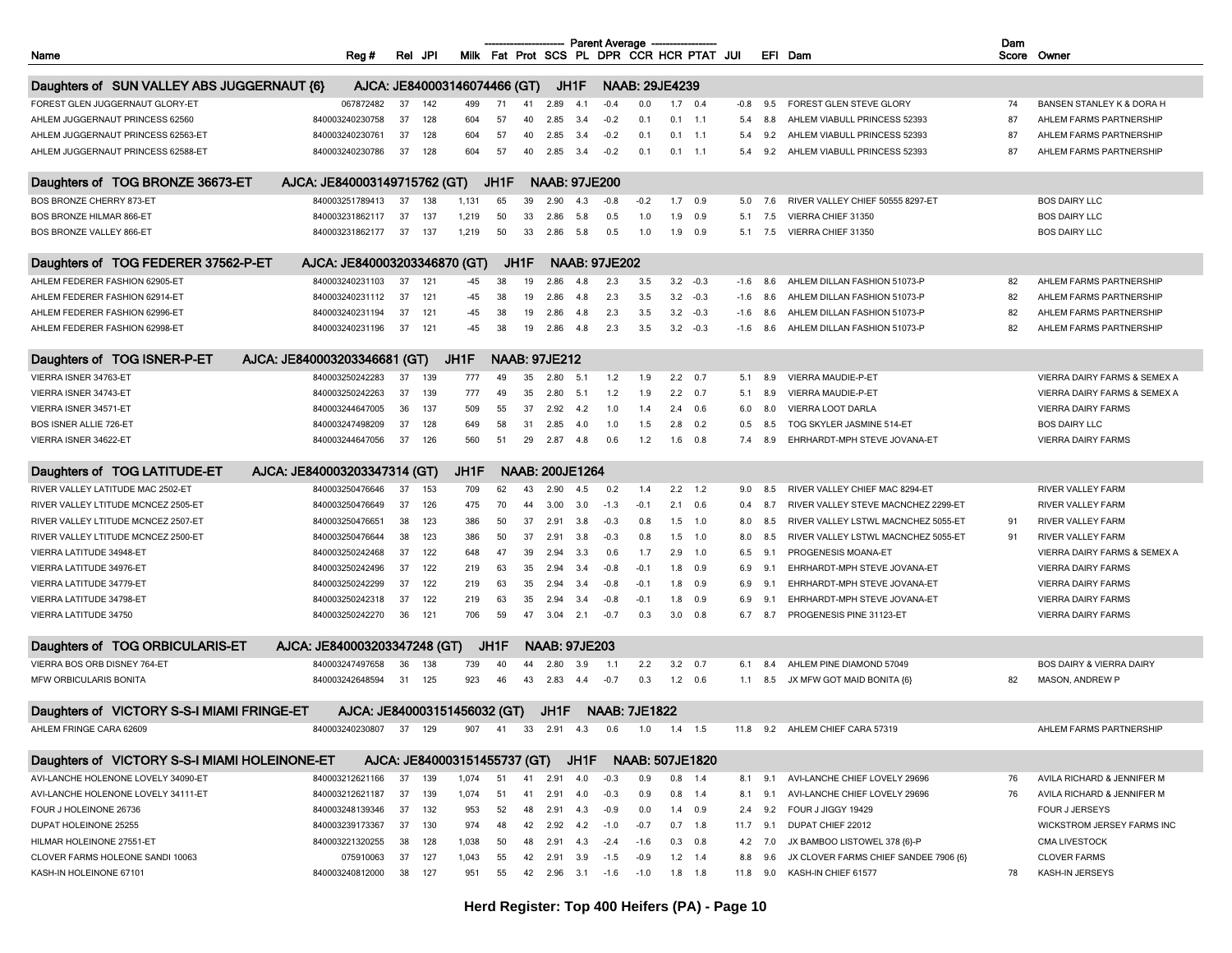| Name | Reg # | Rel | JPI | Milk | Fat | Prot | SCS | PL | DPR | CCR | HCR | PTAT | JUI | EFI | Dam | Dam Score | Owner |
|---|---|---|---|---|---|---|---|---|---|---|---|---|---|---|---|---|---|
| | | | | Parent Average | | | | | | | | | | | | | |
| **Daughters of SUN VALLEY ABS JUGGERNAUT {6}** | **AJCA: JE840003146074466 (GT)** | | | **JH1F** | | | **NAAB: 29JE4239** | | | | | | | | | | |
| FOREST GLEN JUGGERNAUT GLORY-ET | 067872482 | 37 | 142 | 499 | 71 | 41 | 2.89 | 4.1 | -0.4 | 0.0 | 1.7 | 0.4 | -0.8 | 9.5 | FOREST GLEN STEVE GLORY | 74 | BANSEN STANLEY K & DORA H |
| AHLEM JUGGERNAUT PRINCESS 62560 | 840003240230758 | 37 | 128 | 604 | 57 | 40 | 2.85 | 3.4 | -0.2 | 0.1 | 0.1 | 1.1 | 5.4 | 8.8 | AHLEM VIABULL PRINCESS 52393 | 87 | AHLEM FARMS PARTNERSHIP |
| AHLEM JUGGERNAUT PRINCESS 62563-ET | 840003240230761 | 37 | 128 | 604 | 57 | 40 | 2.85 | 3.4 | -0.2 | 0.1 | 0.1 | 1.1 | 5.4 | 9.2 | AHLEM VIABULL PRINCESS 52393 | 87 | AHLEM FARMS PARTNERSHIP |
| AHLEM JUGGERNAUT PRINCESS 62588-ET | 840003240230786 | 37 | 128 | 604 | 57 | 40 | 2.85 | 3.4 | -0.2 | 0.1 | 0.1 | 1.1 | 5.4 | 9.2 | AHLEM VIABULL PRINCESS 52393 | 87 | AHLEM FARMS PARTNERSHIP |
| **Daughters of TOG BRONZE 36673-ET** | **AJCA: JE840003149715762 (GT)** | | | **JH1F** | | | **NAAB: 97JE200** | | | | | | | | | | |
| BOS BRONZE CHERRY 873-ET | 840003251789413 | 37 | 138 | 1,131 | 65 | 39 | 2.90 | 4.3 | -0.8 | -0.2 | 1.7 | 0.9 | 5.0 | 7.6 | RIVER VALLEY CHIEF 50555 8297-ET | | BOS DAIRY LLC |
| BOS BRONZE HILMAR 866-ET | 840003231862117 | 37 | 137 | 1,219 | 50 | 33 | 2.86 | 5.8 | 0.5 | 1.0 | 1.9 | 0.9 | 5.1 | 7.5 | VIERRA CHIEF 31350 | | BOS DAIRY LLC |
| BOS BRONZE VALLEY 866-ET | 840003231862177 | 37 | 137 | 1,219 | 50 | 33 | 2.86 | 5.8 | 0.5 | 1.0 | 1.9 | 0.9 | 5.1 | 7.5 | VIERRA CHIEF 31350 | | BOS DAIRY LLC |
| **Daughters of TOG FEDERER 37562-P-ET** | **AJCA: JE840003203346870 (GT)** | | | **JH1F** | | | **NAAB: 97JE202** | | | | | | | | | | |
| AHLEM FEDERER FASHION 62905-ET | 840003240231103 | 37 | 121 | -45 | 38 | 19 | 2.86 | 4.8 | 2.3 | 3.5 | 3.2 | -0.3 | -1.6 | 8.6 | AHLEM DILLAN FASHION 51073-P | 82 | AHLEM FARMS PARTNERSHIP |
| AHLEM FEDERER FASHION 62914-ET | 840003240231112 | 37 | 121 | -45 | 38 | 19 | 2.86 | 4.8 | 2.3 | 3.5 | 3.2 | -0.3 | -1.6 | 8.6 | AHLEM DILLAN FASHION 51073-P | 82 | AHLEM FARMS PARTNERSHIP |
| AHLEM FEDERER FASHION 62996-ET | 840003240231194 | 37 | 121 | -45 | 38 | 19 | 2.86 | 4.8 | 2.3 | 3.5 | 3.2 | -0.3 | -1.6 | 8.6 | AHLEM DILLAN FASHION 51073-P | 82 | AHLEM FARMS PARTNERSHIP |
| AHLEM FEDERER FASHION 62998-ET | 840003240231196 | 37 | 121 | -45 | 38 | 19 | 2.86 | 4.8 | 2.3 | 3.5 | 3.2 | -0.3 | -1.6 | 8.6 | AHLEM DILLAN FASHION 51073-P | 82 | AHLEM FARMS PARTNERSHIP |
| **Daughters of TOG ISNER-P-ET** | **AJCA: JE840003203346681 (GT)** | | | **JH1F** | | | **NAAB: 97JE212** | | | | | | | | | | |
| VIERRA ISNER 34763-ET | 840003250242283 | 37 | 139 | 777 | 49 | 35 | 2.80 | 5.1 | 1.2 | 1.9 | 2.2 | 0.7 | 5.1 | 8.9 | VIERRA MAUDIE-P-ET | | VIERRA DAIRY FARMS & SEMEX A |
| VIERRA ISNER 34743-ET | 840003250242263 | 37 | 139 | 777 | 49 | 35 | 2.80 | 5.1 | 1.2 | 1.9 | 2.2 | 0.7 | 5.1 | 8.9 | VIERRA MAUDIE-P-ET | | VIERRA DAIRY FARMS & SEMEX A |
| VIERRA ISNER 34571-ET | 840003244647005 | 36 | 137 | 509 | 55 | 37 | 2.92 | 4.2 | 1.0 | 1.4 | 2.4 | 0.6 | 6.0 | 8.0 | VIERRA LOOT DARLA | | VIERRA DAIRY FARMS |
| BOS ISNER ALLIE 726-ET | 840003247498209 | 37 | 128 | 649 | 58 | 31 | 2.85 | 4.0 | 1.0 | 1.5 | 2.8 | 0.2 | 0.5 | 8.5 | TOG SKYLER JASMINE 514-ET | | BOS DAIRY LLC |
| VIERRA ISNER 34622-ET | 840003244647056 | 37 | 126 | 560 | 51 | 29 | 2.87 | 4.8 | 0.6 | 1.2 | 1.6 | 0.8 | 7.4 | 8.9 | EHRHARDT-MPH STEVE JOVANA-ET | | VIERRA DAIRY FARMS |
| **Daughters of TOG LATITUDE-ET** | **AJCA: JE840003203347314 (GT)** | | | **JH1F** | | | **NAAB: 200JE1264** | | | | | | | | | | |
| RIVER VALLEY LATITUDE MAC 2502-ET | 840003250476646 | 37 | 153 | 709 | 62 | 43 | 2.90 | 4.5 | 0.2 | 1.4 | 2.2 | 1.2 | 9.0 | 8.5 | RIVER VALLEY CHIEF MAC 8294-ET | | RIVER VALLEY FARM |
| RIVER VALLEY LTITUDE MCNCEZ 2505-ET | 840003250476649 | 37 | 126 | 475 | 70 | 44 | 3.00 | 3.0 | -1.3 | -0.1 | 2.1 | 0.6 | 0.4 | 8.7 | RIVER VALLEY STEVE MACNCHEZ 2299-ET | | RIVER VALLEY FARM |
| RIVER VALLEY LTITUDE MCNCEZ 2507-ET | 840003250476651 | 38 | 123 | 386 | 50 | 37 | 2.91 | 3.8 | -0.3 | 0.8 | 1.5 | 1.0 | 8.0 | 8.5 | RIVER VALLEY LSTWL MACNCHEZ 5055-ET | 91 | RIVER VALLEY FARM |
| RIVER VALLEY LTITUDE MCNCEZ 2500-ET | 840003250476644 | 38 | 123 | 386 | 50 | 37 | 2.91 | 3.8 | -0.3 | 0.8 | 1.5 | 1.0 | 8.0 | 8.5 | RIVER VALLEY LSTWL MACNCHEZ 5055-ET | 91 | RIVER VALLEY FARM |
| VIERRA LATITUDE 34948-ET | 840003250242468 | 37 | 122 | 648 | 47 | 39 | 2.94 | 3.3 | 0.6 | 1.7 | 2.9 | 1.0 | 6.5 | 9.1 | PROGENESIS MOANA-ET | | VIERRA DAIRY FARMS & SEMEX A |
| VIERRA LATITUDE 34976-ET | 840003250242496 | 37 | 122 | 219 | 63 | 35 | 2.94 | 3.4 | -0.8 | -0.1 | 1.8 | 0.9 | 6.9 | 9.1 | EHRHARDT-MPH STEVE JOVANA-ET | | VIERRA DAIRY FARMS |
| VIERRA LATITUDE 34779-ET | 840003250242299 | 37 | 122 | 219 | 63 | 35 | 2.94 | 3.4 | -0.8 | -0.1 | 1.8 | 0.9 | 6.9 | 9.1 | EHRHARDT-MPH STEVE JOVANA-ET | | VIERRA DAIRY FARMS |
| VIERRA LATITUDE 34798-ET | 840003250242318 | 37 | 122 | 219 | 63 | 35 | 2.94 | 3.4 | -0.8 | -0.1 | 1.8 | 0.9 | 6.9 | 9.1 | EHRHARDT-MPH STEVE JOVANA-ET | | VIERRA DAIRY FARMS |
| VIERRA LATITUDE 34750 | 840003250242270 | 36 | 121 | 706 | 59 | 47 | 3.04 | 2.1 | -0.7 | 0.3 | 3.0 | 0.8 | 6.7 | 8.7 | PROGENESIS PINE 31123-ET | | VIERRA DAIRY FARMS |
| **Daughters of TOG ORBICULARIS-ET** | **AJCA: JE840003203347248 (GT)** | | | **JH1F** | | | **NAAB: 97JE203** | | | | | | | | | | |
| VIERRA BOS ORB DISNEY 764-ET | 840003247497658 | 36 | 138 | 739 | 40 | 44 | 2.80 | 3.9 | 1.1 | 2.2 | 3.2 | 0.7 | 6.1 | 8.4 | AHLEM PINE DIAMOND 57049 | | BOS DAIRY & VIERRA DAIRY |
| MFW ORBICULARIS BONITA | 840003242648594 | 31 | 125 | 923 | 46 | 43 | 2.83 | 4.4 | -0.7 | 0.3 | 1.2 | 0.6 | 1.1 | 8.5 | JX MFW GOT MAID BONITA {6} | 82 | MASON, ANDREW P |
| **Daughters of VICTORY S-S-I MIAMI FRINGE-ET** | **AJCA: JE840003151456032 (GT)** | | | **JH1F** | | | **NAAB: 7JE1822** | | | | | | | | | | |
| AHLEM FRINGE CARA 62609 | 840003240230807 | 37 | 129 | 907 | 41 | 33 | 2.91 | 4.3 | 0.6 | 1.0 | 1.4 | 1.5 | 11.8 | 9.2 | AHLEM CHIEF CARA 57319 | | AHLEM FARMS PARTNERSHIP |
| **Daughters of VICTORY S-S-I MIAMI HOLEINONE-ET** | **AJCA: JE840003151455737 (GT)** | | | **JH1F** | | | **NAAB: 507JE1820** | | | | | | | | | | |
| AVI-LANCHE HOLENONE LOVELY 34090-ET | 840003212621166 | 37 | 139 | 1,074 | 51 | 41 | 2.91 | 4.0 | -0.3 | 0.9 | 0.8 | 1.4 | 8.1 | 9.1 | AVI-LANCHE CHIEF LOVELY 29696 | 76 | AVILA RICHARD & JENNIFER M |
| AVI-LANCHE HOLENONE LOVELY 34111-ET | 840003212621187 | 37 | 139 | 1,074 | 51 | 41 | 2.91 | 4.0 | -0.3 | 0.9 | 0.8 | 1.4 | 8.1 | 9.1 | AVI-LANCHE CHIEF LOVELY 29696 | 76 | AVILA RICHARD & JENNIFER M |
| FOUR J HOLEINONE 26736 | 840003248139346 | 37 | 132 | 953 | 52 | 48 | 2.91 | 4.3 | -0.9 | 0.0 | 1.4 | 0.9 | 2.4 | 9.2 | FOUR J JIGGY 19429 | | FOUR J JERSEYS |
| DUPAT HOLEINONE 25255 | 840003239173367 | 37 | 130 | 974 | 48 | 42 | 2.92 | 4.2 | -1.0 | -0.7 | 0.7 | 1.8 | 11.7 | 9.1 | DUPAT CHIEF 22012 | | WICKSTROM JERSEY FARMS INC |
| HILMAR HOLEINONE 27551-ET | 840003221320255 | 38 | 128 | 1,038 | 50 | 48 | 2.91 | 4.3 | -2.4 | -1.6 | 0.3 | 0.8 | 4.2 | 7.0 | JX BAMBOO LISTOWEL 378 {6}-P | | CMA LIVESTOCK |
| CLOVER FARMS HOLEONE SANDI 10063 | 075910063 | 37 | 127 | 1,043 | 55 | 42 | 2.91 | 3.9 | -1.5 | -0.9 | 1.2 | 1.4 | 8.8 | 9.6 | JX CLOVER FARMS CHIEF SANDEE 7906 {6} | | CLOVER FARMS |
| KASH-IN HOLEINONE 67101 | 840003240812000 | 38 | 127 | 951 | 55 | 42 | 2.96 | 3.1 | -1.6 | -1.0 | 1.8 | 1.8 | 11.8 | 9.0 | KASH-IN CHIEF 61577 | 78 | KASH-IN JERSEYS |

**Herd Register: Top 400 Heifers (PA) - Page 10**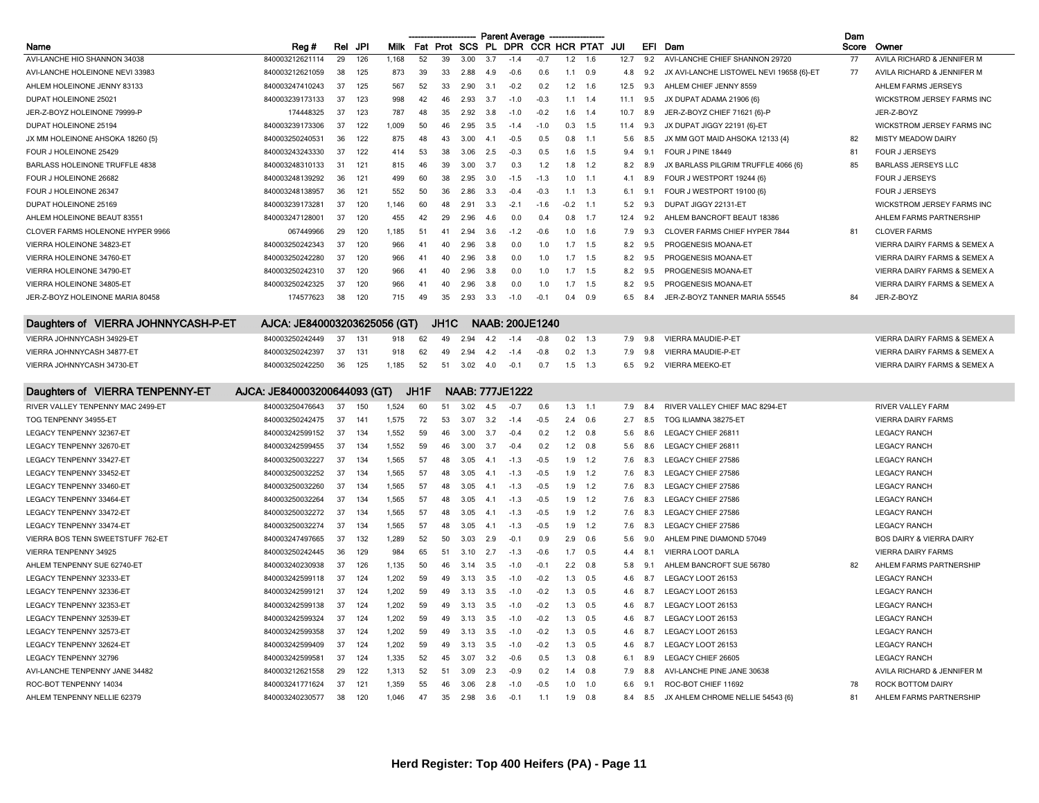| Name | Reg # | Rel | JPI | Milk | Fat | Prot | SCS | PL | DPR | CCR | HCR | PTAT | JUI | EFI | Dam | Dam Score | Owner |
|---|---|---|---|---|---|---|---|---|---|---|---|---|---|---|---|---|---|
| AVI-LANCHE HIO SHANNON 34038 | 840003212621114 | 29 | 126 | 1,168 | 52 | 39 | 3.00 | 3.7 | -1.4 | -0.7 | 1.2 | 1.6 | 12.7 | 9.2 | AVI-LANCHE CHIEF SHANNON 29720 | 77 | AVILA RICHARD & JENNIFER M |
| AVI-LANCHE HOLEINONE NEVI 33983 | 840003212621059 | 38 | 125 | 873 | 39 | 33 | 2.88 | 4.9 | -0.6 | 0.6 | 1.1 | 0.9 | 4.8 | 9.2 | JX AVI-LANCHE LISTOWEL NEVI 19658 {6}-ET | 77 | AVILA RICHARD & JENNIFER M |
| AHLEM HOLEINONE JENNY 83133 | 840003247410243 | 37 | 125 | 567 | 52 | 33 | 2.90 | 3.1 | -0.2 | 0.2 | 1.2 | 1.6 | 12.5 | 9.3 | AHLEM CHIEF JENNY 8559 | | AHLEM FARMS JERSEYS |
| DUPAT HOLEINONE 25021 | 840003239173133 | 37 | 123 | 998 | 42 | 46 | 2.93 | 3.7 | -1.0 | -0.3 | 1.1 | 1.4 | 11.1 | 9.5 | JX DUPAT ADAMA 21906 {6} | | WICKSTROM JERSEY FARMS INC |
| JER-Z-BOYZ HOLEINONE 79999-P | 174448325 | 37 | 123 | 787 | 48 | 35 | 2.92 | 3.8 | -1.0 | -0.2 | 1.6 | 1.4 | 10.7 | 8.9 | JER-Z-BOYZ CHIEF 71621 {6}-P | | JER-Z-BOYZ |
| DUPAT HOLEINONE 25194 | 840003239173306 | 37 | 122 | 1,009 | 50 | 46 | 2.95 | 3.5 | -1.4 | -1.0 | 0.3 | 1.5 | 11.4 | 9.3 | JX DUPAT JIGGY 22191 {6}-ET | | WICKSTROM JERSEY FARMS INC |
| JX MM HOLEINONE AHSOKA 18260 {5} | 840003250240531 | 36 | 122 | 875 | 48 | 43 | 3.00 | 4.1 | -0.5 | 0.5 | 0.8 | 1.1 | 5.6 | 8.5 | JX MM GOT MAID AHSOKA 12133 {4} | 82 | MISTY MEADOW DAIRY |
| FOUR J HOLEINONE 25429 | 840003243243330 | 37 | 122 | 414 | 53 | 38 | 3.06 | 2.5 | -0.3 | 0.5 | 1.6 | 1.5 | 9.4 | 9.1 | FOUR J PINE 18449 | 81 | FOUR J JERSEYS |
| BARLASS HOLEINONE TRUFFLE 4838 | 840003248310133 | 31 | 121 | 815 | 46 | 39 | 3.00 | 3.7 | 0.3 | 1.2 | 1.8 | 1.2 | 8.2 | 8.9 | JX BARLASS PILGRIM TRUFFLE 4066 {6} | 85 | BARLASS JERSEYS LLC |
| FOUR J HOLEINONE 26682 | 840003248139292 | 36 | 121 | 499 | 60 | 38 | 2.95 | 3.0 | -1.5 | -1.3 | 1.0 | 1.1 | 4.1 | 8.9 | FOUR J WESTPORT 19244 {6} | | FOUR J JERSEYS |
| FOUR J HOLEINONE 26347 | 840003248138957 | 36 | 121 | 552 | 50 | 36 | 2.86 | 3.3 | -0.4 | -0.3 | 1.1 | 1.3 | 6.1 | 9.1 | FOUR J WESTPORT 19100 {6} | | FOUR J JERSEYS |
| DUPAT HOLEINONE 25169 | 840003239173281 | 37 | 120 | 1,146 | 60 | 48 | 2.91 | 3.3 | -2.1 | -1.6 | -0.2 | 1.1 | 5.2 | 9.3 | DUPAT JIGGY 22131-ET | | WICKSTROM JERSEY FARMS INC |
| AHLEM HOLEINONE BEAUT 83551 | 840003247128001 | 37 | 120 | 455 | 42 | 29 | 2.96 | 4.6 | 0.0 | 0.4 | 0.8 | 1.7 | 12.4 | 9.2 | AHLEM BANCROFT BEAUT 18386 | | AHLEM FARMS PARTNERSHIP |
| CLOVER FARMS HOLENONE HYPER 9966 | 067449966 | 29 | 120 | 1,185 | 51 | 41 | 2.94 | 3.6 | -1.2 | -0.6 | 1.0 | 1.6 | 7.9 | 9.3 | CLOVER FARMS CHIEF HYPER 7844 | 81 | CLOVER FARMS |
| VIERRA HOLEINONE 34823-ET | 840003250242343 | 37 | 120 | 966 | 41 | 40 | 2.96 | 3.8 | 0.0 | 1.0 | 1.7 | 1.5 | 8.2 | 9.5 | PROGENESIS MOANA-ET | | VIERRA DAIRY FARMS & SEMEX A |
| VIERRA HOLEINONE 34760-ET | 840003250242280 | 37 | 120 | 966 | 41 | 40 | 2.96 | 3.8 | 0.0 | 1.0 | 1.7 | 1.5 | 8.2 | 9.5 | PROGENESIS MOANA-ET | | VIERRA DAIRY FARMS & SEMEX A |
| VIERRA HOLEINONE 34790-ET | 840003250242310 | 37 | 120 | 966 | 41 | 40 | 2.96 | 3.8 | 0.0 | 1.0 | 1.7 | 1.5 | 8.2 | 9.5 | PROGENESIS MOANA-ET | | VIERRA DAIRY FARMS & SEMEX A |
| VIERRA HOLEINONE 34805-ET | 840003250242325 | 37 | 120 | 966 | 41 | 40 | 2.96 | 3.8 | 0.0 | 1.0 | 1.7 | 1.5 | 8.2 | 9.5 | PROGENESIS MOANA-ET | | VIERRA DAIRY FARMS & SEMEX A |
| JER-Z-BOYZ HOLEINONE MARIA 80458 | 174577623 | 38 | 120 | 715 | 49 | 35 | 2.93 | 3.3 | -1.0 | -0.1 | 0.4 | 0.9 | 6.5 | 8.4 | JER-Z-BOYZ TANNER MARIA 55545 | 84 | JER-Z-BOYZ |

**Daughters of VIERRA JOHNNYCASH-P-ET** — AJCA: JE840003203625056 (GT) — JH1C — NAAB: 200JE1240

| Name | Reg # | Rel | JPI | Milk | Fat | Prot | SCS | PL | DPR | CCR | HCR | PTAT | JUI | EFI | Dam | Dam Score | Owner |
|---|---|---|---|---|---|---|---|---|---|---|---|---|---|---|---|---|---|
| VIERRA JOHNNYCASH 34929-ET | 840003250242449 | 37 | 131 | 918 | 62 | 49 | 2.94 | 4.2 | -1.4 | -0.8 | 0.2 | 1.3 | 7.9 | 9.8 | VIERRA MAUDIE-P-ET | | VIERRA DAIRY FARMS & SEMEX A |
| VIERRA JOHNNYCASH 34877-ET | 840003250242397 | 37 | 131 | 918 | 62 | 49 | 2.94 | 4.2 | -1.4 | -0.8 | 0.2 | 1.3 | 7.9 | 9.8 | VIERRA MAUDIE-P-ET | | VIERRA DAIRY FARMS & SEMEX A |
| VIERRA JOHNNYCASH 34730-ET | 840003250242250 | 36 | 125 | 1,185 | 52 | 51 | 3.02 | 4.0 | -0.1 | 0.7 | 1.5 | 1.3 | 6.5 | 9.2 | VIERRA MEEKO-ET | | VIERRA DAIRY FARMS & SEMEX A |

**Daughters of VIERRA TENPENNY-ET** — AJCA: JE840003200644093 (GT) — JH1F — NAAB: 777JE1222

| Name | Reg # | Rel | JPI | Milk | Fat | Prot | SCS | PL | DPR | CCR | HCR | PTAT | JUI | EFI | Dam | Dam Score | Owner |
|---|---|---|---|---|---|---|---|---|---|---|---|---|---|---|---|---|---|
| RIVER VALLEY TENPENNY MAC 2499-ET | 840003250476643 | 37 | 150 | 1,524 | 60 | 51 | 3.02 | 4.5 | -0.7 | 0.6 | 1.3 | 1.1 | 7.9 | 8.4 | RIVER VALLEY CHIEF MAC 8294-ET | | RIVER VALLEY FARM |
| TOG TENPENNY 34955-ET | 840003250242475 | 37 | 141 | 1,575 | 72 | 53 | 3.07 | 3.2 | -1.4 | -0.5 | 2.4 | 0.6 | 2.7 | 8.5 | TOG ILIAMNA 38275-ET | | VIERRA DAIRY FARMS |
| LEGACY TENPENNY 32367-ET | 840003242599152 | 37 | 134 | 1,552 | 59 | 46 | 3.00 | 3.7 | -0.4 | 0.2 | 1.2 | 0.8 | 5.6 | 8.6 | LEGACY CHIEF 26811 | | LEGACY RANCH |
| LEGACY TENPENNY 32670-ET | 840003242599455 | 37 | 134 | 1,552 | 59 | 46 | 3.00 | 3.7 | -0.4 | 0.2 | 1.2 | 0.8 | 5.6 | 8.6 | LEGACY CHIEF 26811 | | LEGACY RANCH |
| LEGACY TENPENNY 33427-ET | 840003250032227 | 37 | 134 | 1,565 | 57 | 48 | 3.05 | 4.1 | -1.3 | -0.5 | 1.9 | 1.2 | 7.6 | 8.3 | LEGACY CHIEF 27586 | | LEGACY RANCH |
| LEGACY TENPENNY 33452-ET | 840003250032252 | 37 | 134 | 1,565 | 57 | 48 | 3.05 | 4.1 | -1.3 | -0.5 | 1.9 | 1.2 | 7.6 | 8.3 | LEGACY CHIEF 27586 | | LEGACY RANCH |
| LEGACY TENPENNY 33460-ET | 840003250032260 | 37 | 134 | 1,565 | 57 | 48 | 3.05 | 4.1 | -1.3 | -0.5 | 1.9 | 1.2 | 7.6 | 8.3 | LEGACY CHIEF 27586 | | LEGACY RANCH |
| LEGACY TENPENNY 33464-ET | 840003250032264 | 37 | 134 | 1,565 | 57 | 48 | 3.05 | 4.1 | -1.3 | -0.5 | 1.9 | 1.2 | 7.6 | 8.3 | LEGACY CHIEF 27586 | | LEGACY RANCH |
| LEGACY TENPENNY 33472-ET | 840003250032272 | 37 | 134 | 1,565 | 57 | 48 | 3.05 | 4.1 | -1.3 | -0.5 | 1.9 | 1.2 | 7.6 | 8.3 | LEGACY CHIEF 27586 | | LEGACY RANCH |
| LEGACY TENPENNY 33474-ET | 840003250032274 | 37 | 134 | 1,565 | 57 | 48 | 3.05 | 4.1 | -1.3 | -0.5 | 1.9 | 1.2 | 7.6 | 8.3 | LEGACY CHIEF 27586 | | LEGACY RANCH |
| VIERRA BOS TENN SWEETSTUFF 762-ET | 840003247497665 | 37 | 132 | 1,289 | 52 | 50 | 3.03 | 2.9 | -0.1 | 0.9 | 2.9 | 0.6 | 5.6 | 9.0 | AHLEM PINE DIAMOND 57049 | | BOS DAIRY & VIERRA DAIRY |
| VIERRA TENPENNY 34925 | 840003250242445 | 36 | 129 | 984 | 65 | 51 | 3.10 | 2.7 | -1.3 | -0.6 | 1.7 | 0.5 | 4.4 | 8.1 | VIERRA LOOT DARLA | | VIERRA DAIRY FARMS |
| AHLEM TENPENNY SUE 62740-ET | 840003240230938 | 37 | 126 | 1,135 | 50 | 46 | 3.14 | 3.5 | -1.0 | -0.1 | 2.2 | 0.8 | 5.8 | 9.1 | AHLEM BANCROFT SUE 56780 | 82 | AHLEM FARMS PARTNERSHIP |
| LEGACY TENPENNY 32333-ET | 840003242599118 | 37 | 124 | 1,202 | 59 | 49 | 3.13 | 3.5 | -1.0 | -0.2 | 1.3 | 0.5 | 4.6 | 8.7 | LEGACY LOOT 26153 | | LEGACY RANCH |
| LEGACY TENPENNY 32336-ET | 840003242599121 | 37 | 124 | 1,202 | 59 | 49 | 3.13 | 3.5 | -1.0 | -0.2 | 1.3 | 0.5 | 4.6 | 8.7 | LEGACY LOOT 26153 | | LEGACY RANCH |
| LEGACY TENPENNY 32353-ET | 840003242599138 | 37 | 124 | 1,202 | 59 | 49 | 3.13 | 3.5 | -1.0 | -0.2 | 1.3 | 0.5 | 4.6 | 8.7 | LEGACY LOOT 26153 | | LEGACY RANCH |
| LEGACY TENPENNY 32539-ET | 840003242599324 | 37 | 124 | 1,202 | 59 | 49 | 3.13 | 3.5 | -1.0 | -0.2 | 1.3 | 0.5 | 4.6 | 8.7 | LEGACY LOOT 26153 | | LEGACY RANCH |
| LEGACY TENPENNY 32573-ET | 840003242599358 | 37 | 124 | 1,202 | 59 | 49 | 3.13 | 3.5 | -1.0 | -0.2 | 1.3 | 0.5 | 4.6 | 8.7 | LEGACY LOOT 26153 | | LEGACY RANCH |
| LEGACY TENPENNY 32624-ET | 840003242599409 | 37 | 124 | 1,202 | 59 | 49 | 3.13 | 3.5 | -1.0 | -0.2 | 1.3 | 0.5 | 4.6 | 8.7 | LEGACY LOOT 26153 | | LEGACY RANCH |
| LEGACY TENPENNY 32796 | 840003242599581 | 37 | 124 | 1,335 | 52 | 45 | 3.07 | 3.2 | -0.6 | 0.5 | 1.3 | 0.8 | 6.1 | 8.9 | LEGACY CHIEF 26605 | | LEGACY RANCH |
| AVI-LANCHE TENPENNY JANE 34482 | 840003212621558 | 29 | 122 | 1,313 | 52 | 51 | 3.09 | 2.3 | -0.9 | 0.2 | 1.4 | 0.8 | 7.9 | 8.8 | AVI-LANCHE PINE JANE 30638 | | AVILA RICHARD & JENNIFER M |
| ROC-BOT TENPENNY 14034 | 840003241771624 | 37 | 121 | 1,359 | 55 | 46 | 3.06 | 2.8 | -1.0 | -0.5 | 1.0 | 1.0 | 6.6 | 9.1 | ROC-BOT CHIEF 11692 | 78 | ROCK BOTTOM DAIRY |
| AHLEM TENPENNY NELLIE 62379 | 840003240230577 | 38 | 120 | 1,046 | 47 | 35 | 2.98 | 3.6 | -0.1 | 1.1 | 1.9 | 0.8 | 8.4 | 8.5 | JX AHLEM CHROME NELLIE 54543 {6} | 81 | AHLEM FARMS PARTNERSHIP |